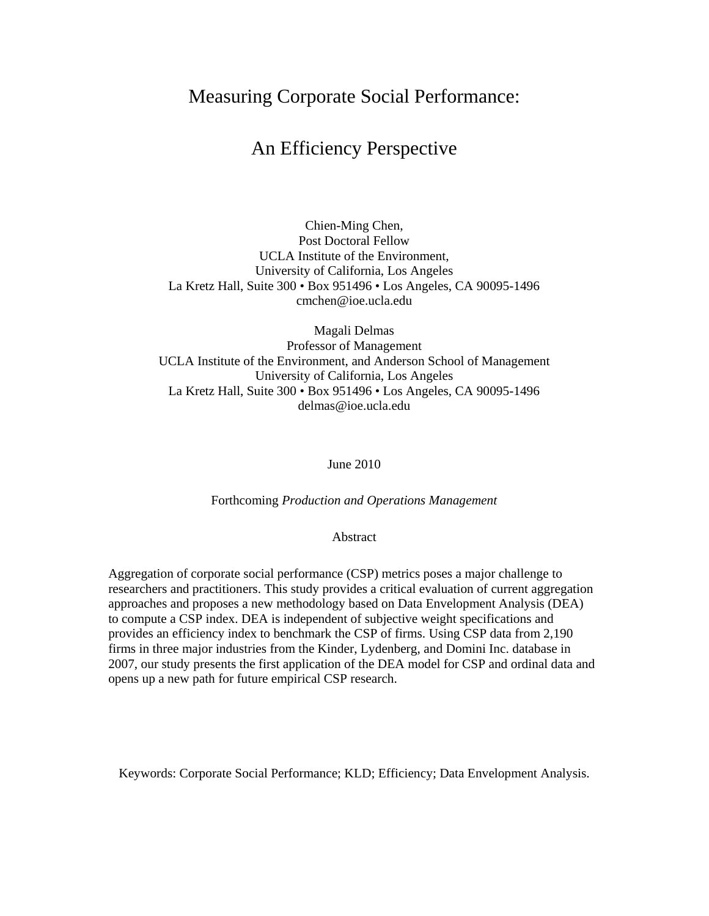# Measuring Corporate Social Performance:

# An Efficiency Perspective

Chien-Ming Chen,
Post Doctoral Fellow
UCLA Institute of the Environment,
University of California, Los Angeles
La Kretz Hall, Suite 300 • Box 951496 • Los Angeles, CA 90095-1496
cmchen@ioe.ucla.edu

Magali Delmas
Professor of Management
UCLA Institute of the Environment, and Anderson School of Management
University of California, Los Angeles
La Kretz Hall, Suite 300 • Box 951496 • Los Angeles, CA 90095-1496
delmas@ioe.ucla.edu

June 2010

Forthcoming *Production and Operations Management*

## Abstract

Aggregation of corporate social performance (CSP) metrics poses a major challenge to researchers and practitioners. This study provides a critical evaluation of current aggregation approaches and proposes a new methodology based on Data Envelopment Analysis (DEA) to compute a CSP index. DEA is independent of subjective weight specifications and provides an efficiency index to benchmark the CSP of firms. Using CSP data from 2,190 firms in three major industries from the Kinder, Lydenberg, and Domini Inc. database in 2007, our study presents the first application of the DEA model for CSP and ordinal data and opens up a new path for future empirical CSP research.

Keywords: Corporate Social Performance; KLD; Efficiency; Data Envelopment Analysis.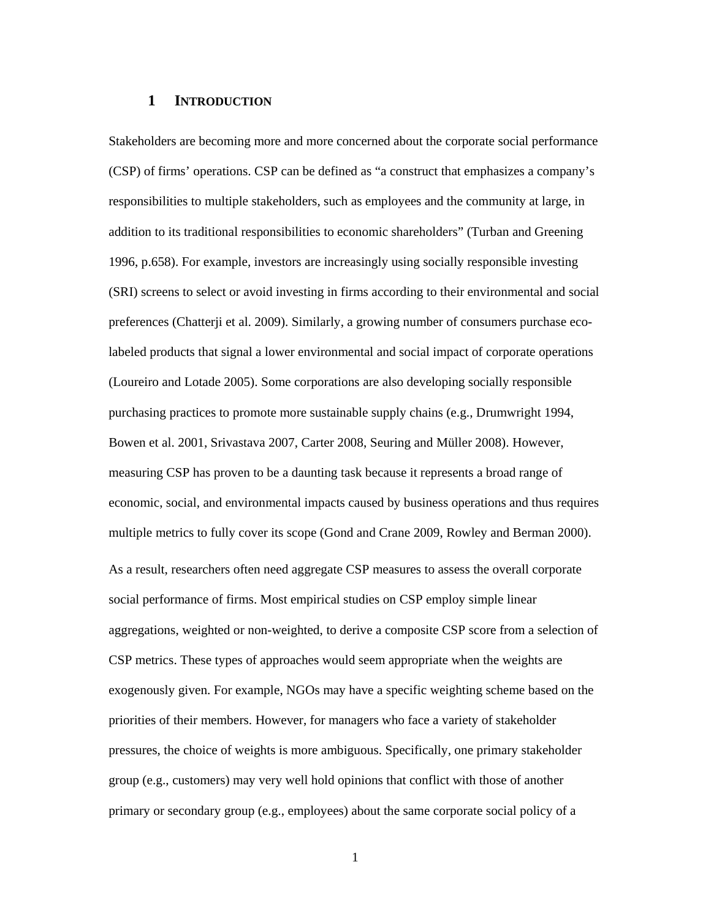# 1 INTRODUCTION

Stakeholders are becoming more and more concerned about the corporate social performance (CSP) of firms' operations. CSP can be defined as "a construct that emphasizes a company's responsibilities to multiple stakeholders, such as employees and the community at large, in addition to its traditional responsibilities to economic shareholders" (Turban and Greening 1996, p.658). For example, investors are increasingly using socially responsible investing (SRI) screens to select or avoid investing in firms according to their environmental and social preferences (Chatterji et al. 2009). Similarly, a growing number of consumers purchase eco-labeled products that signal a lower environmental and social impact of corporate operations (Loureiro and Lotade 2005). Some corporations are also developing socially responsible purchasing practices to promote more sustainable supply chains (e.g., Drumwright 1994, Bowen et al. 2001, Srivastava 2007, Carter 2008, Seuring and Müller 2008). However, measuring CSP has proven to be a daunting task because it represents a broad range of economic, social, and environmental impacts caused by business operations and thus requires multiple metrics to fully cover its scope (Gond and Crane 2009, Rowley and Berman 2000).

As a result, researchers often need aggregate CSP measures to assess the overall corporate social performance of firms. Most empirical studies on CSP employ simple linear aggregations, weighted or non-weighted, to derive a composite CSP score from a selection of CSP metrics. These types of approaches would seem appropriate when the weights are exogenously given. For example, NGOs may have a specific weighting scheme based on the priorities of their members. However, for managers who face a variety of stakeholder pressures, the choice of weights is more ambiguous. Specifically, one primary stakeholder group (e.g., customers) may very well hold opinions that conflict with those of another primary or secondary group (e.g., employees) about the same corporate social policy of a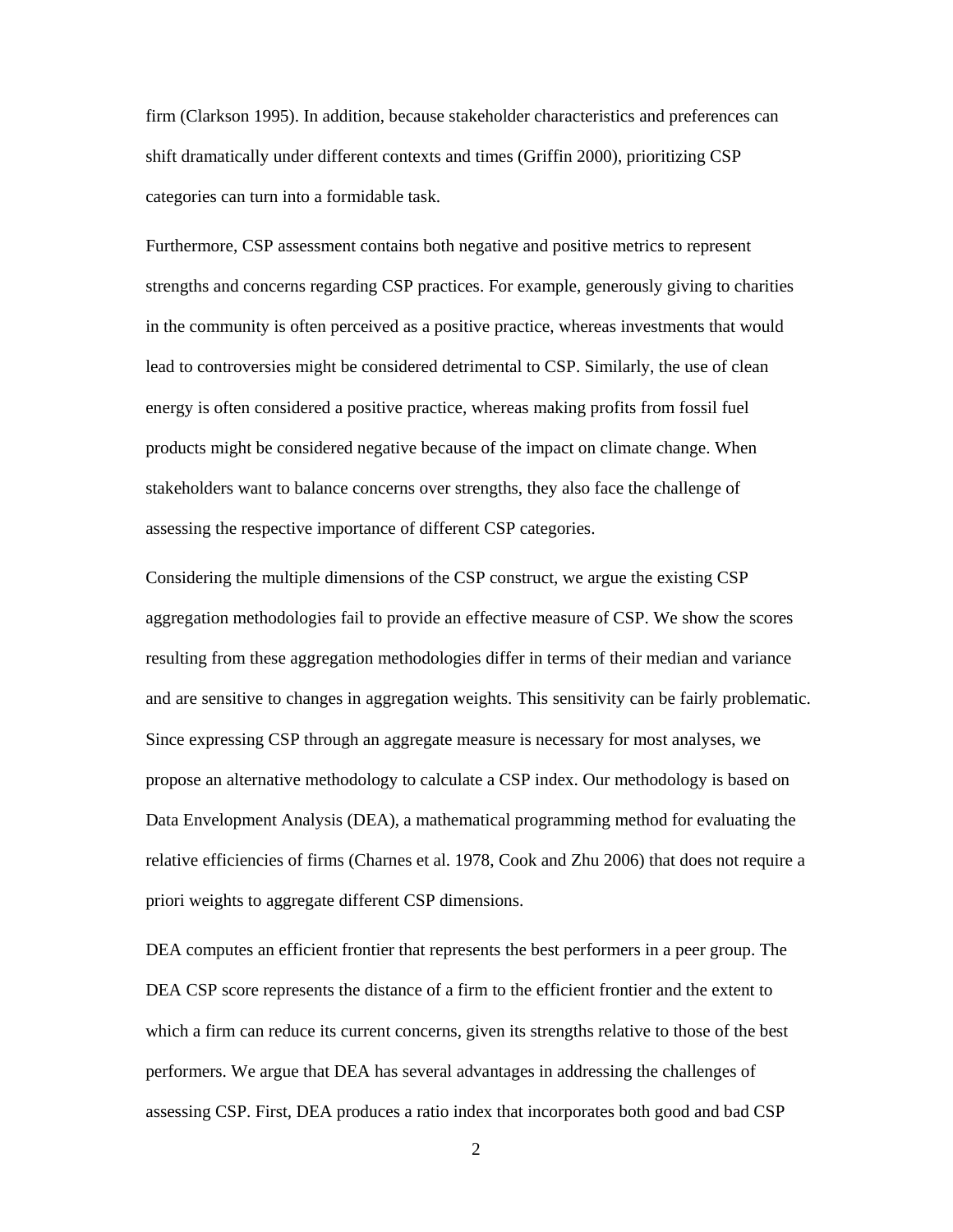firm (Clarkson 1995). In addition, because stakeholder characteristics and preferences can shift dramatically under different contexts and times (Griffin 2000), prioritizing CSP categories can turn into a formidable task.

Furthermore, CSP assessment contains both negative and positive metrics to represent strengths and concerns regarding CSP practices. For example, generously giving to charities in the community is often perceived as a positive practice, whereas investments that would lead to controversies might be considered detrimental to CSP. Similarly, the use of clean energy is often considered a positive practice, whereas making profits from fossil fuel products might be considered negative because of the impact on climate change. When stakeholders want to balance concerns over strengths, they also face the challenge of assessing the respective importance of different CSP categories.

Considering the multiple dimensions of the CSP construct, we argue the existing CSP aggregation methodologies fail to provide an effective measure of CSP. We show the scores resulting from these aggregation methodologies differ in terms of their median and variance and are sensitive to changes in aggregation weights. This sensitivity can be fairly problematic. Since expressing CSP through an aggregate measure is necessary for most analyses, we propose an alternative methodology to calculate a CSP index. Our methodology is based on Data Envelopment Analysis (DEA), a mathematical programming method for evaluating the relative efficiencies of firms (Charnes et al. 1978, Cook and Zhu 2006) that does not require a priori weights to aggregate different CSP dimensions.

DEA computes an efficient frontier that represents the best performers in a peer group. The DEA CSP score represents the distance of a firm to the efficient frontier and the extent to which a firm can reduce its current concerns, given its strengths relative to those of the best performers. We argue that DEA has several advantages in addressing the challenges of assessing CSP. First, DEA produces a ratio index that incorporates both good and bad CSP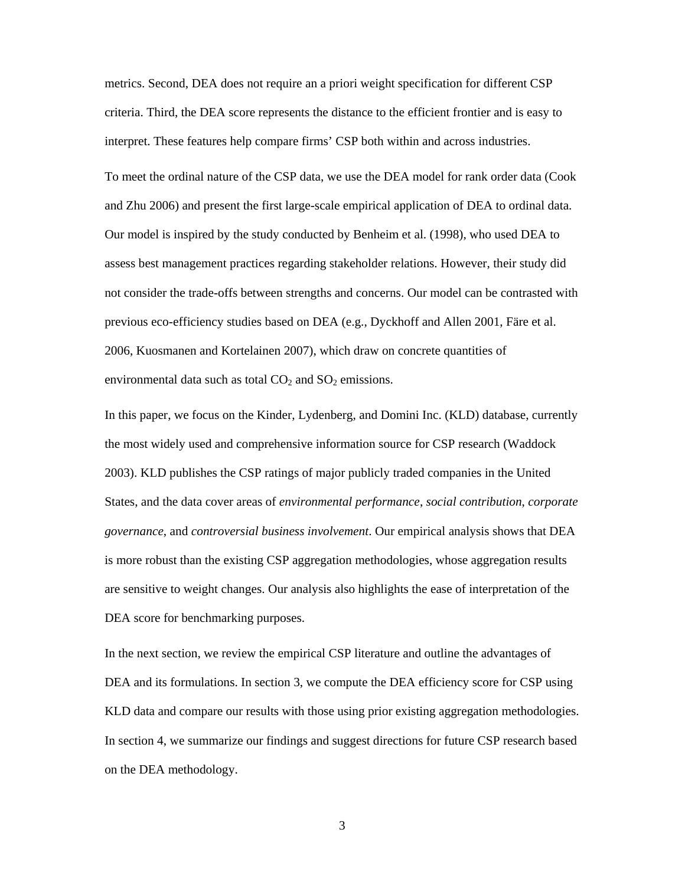metrics. Second, DEA does not require an a priori weight specification for different CSP criteria. Third, the DEA score represents the distance to the efficient frontier and is easy to interpret. These features help compare firms' CSP both within and across industries.

To meet the ordinal nature of the CSP data, we use the DEA model for rank order data (Cook and Zhu 2006) and present the first large-scale empirical application of DEA to ordinal data. Our model is inspired by the study conducted by Benheim et al. (1998), who used DEA to assess best management practices regarding stakeholder relations. However, their study did not consider the trade-offs between strengths and concerns. Our model can be contrasted with previous eco-efficiency studies based on DEA (e.g., Dyckhoff and Allen 2001, Färe et al. 2006, Kuosmanen and Kortelainen 2007), which draw on concrete quantities of environmental data such as total $CO_2$ and $SO_2$ emissions.

In this paper, we focus on the Kinder, Lydenberg, and Domini Inc. (KLD) database, currently the most widely used and comprehensive information source for CSP research (Waddock 2003). KLD publishes the CSP ratings of major publicly traded companies in the United States, and the data cover areas of *environmental performance*, *social contribution*, *corporate governance*, and *controversial business involvement*. Our empirical analysis shows that DEA is more robust than the existing CSP aggregation methodologies, whose aggregation results are sensitive to weight changes. Our analysis also highlights the ease of interpretation of the DEA score for benchmarking purposes.

In the next section, we review the empirical CSP literature and outline the advantages of DEA and its formulations. In section 3, we compute the DEA efficiency score for CSP using KLD data and compare our results with those using prior existing aggregation methodologies. In section 4, we summarize our findings and suggest directions for future CSP research based on the DEA methodology.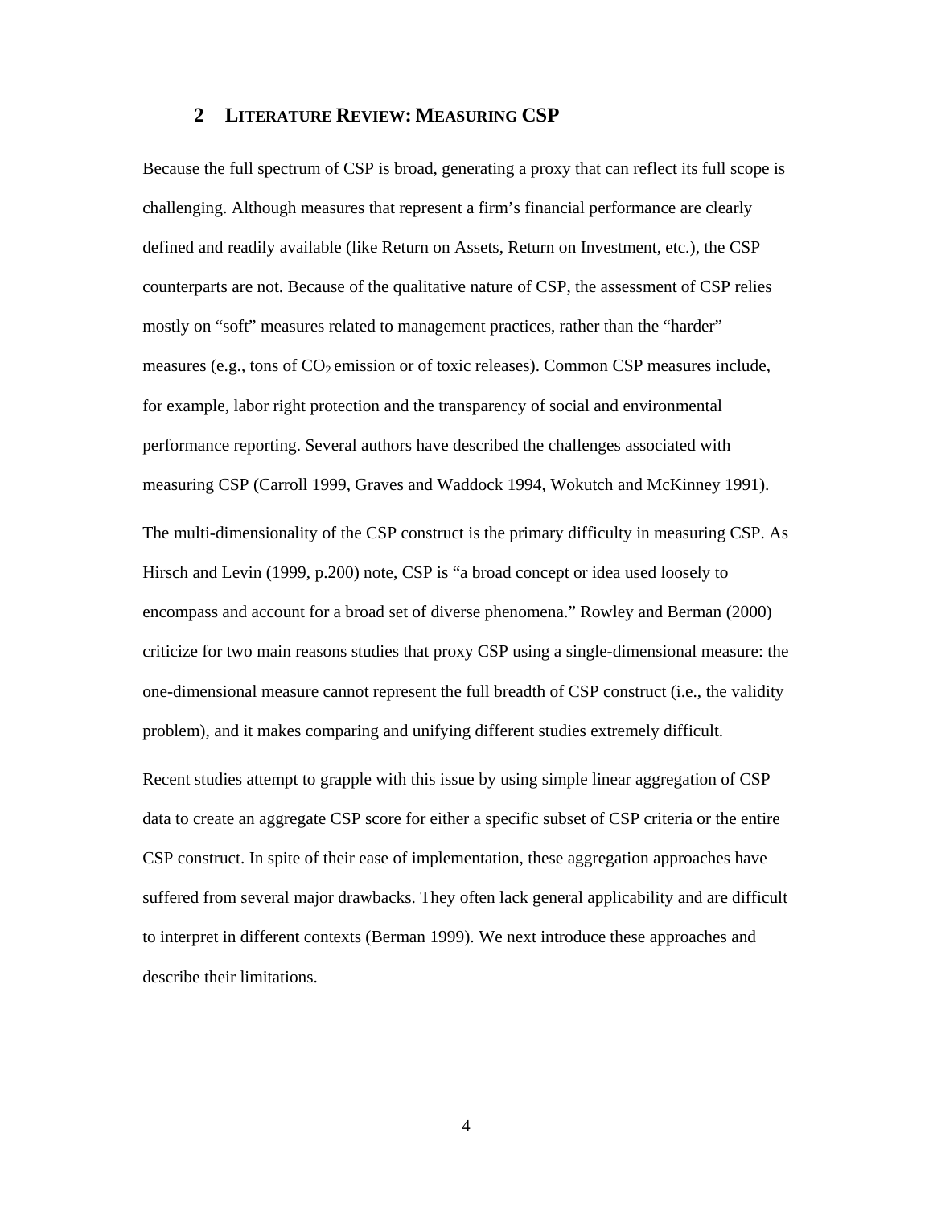## 2 LITERATURE REVIEW: MEASURING CSP

Because the full spectrum of CSP is broad, generating a proxy that can reflect its full scope is challenging. Although measures that represent a firm's financial performance are clearly defined and readily available (like Return on Assets, Return on Investment, etc.), the CSP counterparts are not. Because of the qualitative nature of CSP, the assessment of CSP relies mostly on "soft" measures related to management practices, rather than the "harder" measures (e.g., tons of $CO_2$ emission or of toxic releases). Common CSP measures include, for example, labor right protection and the transparency of social and environmental performance reporting. Several authors have described the challenges associated with measuring CSP (Carroll 1999, Graves and Waddock 1994, Wokutch and McKinney 1991).

The multi-dimensionality of the CSP construct is the primary difficulty in measuring CSP. As Hirsch and Levin (1999, p.200) note, CSP is "a broad concept or idea used loosely to encompass and account for a broad set of diverse phenomena." Rowley and Berman (2000) criticize for two main reasons studies that proxy CSP using a single-dimensional measure: the one-dimensional measure cannot represent the full breadth of CSP construct (i.e., the validity problem), and it makes comparing and unifying different studies extremely difficult.

Recent studies attempt to grapple with this issue by using simple linear aggregation of CSP data to create an aggregate CSP score for either a specific subset of CSP criteria or the entire CSP construct. In spite of their ease of implementation, these aggregation approaches have suffered from several major drawbacks. They often lack general applicability and are difficult to interpret in different contexts (Berman 1999). We next introduce these approaches and describe their limitations.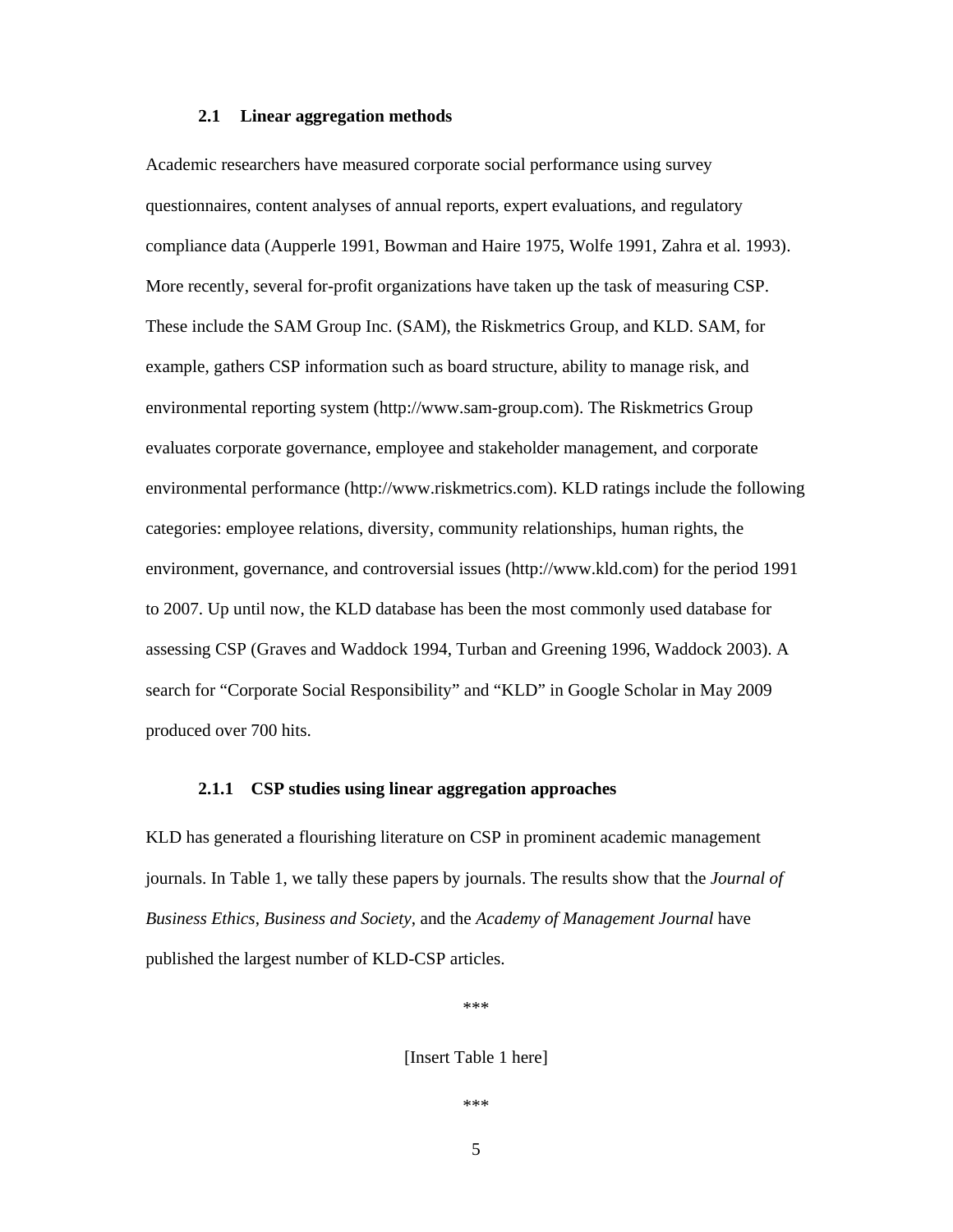## 2.1 Linear aggregation methods

Academic researchers have measured corporate social performance using survey questionnaires, content analyses of annual reports, expert evaluations, and regulatory compliance data (Aupperle 1991, Bowman and Haire 1975, Wolfe 1991, Zahra et al. 1993). More recently, several for-profit organizations have taken up the task of measuring CSP. These include the SAM Group Inc. (SAM), the Riskmetrics Group, and KLD. SAM, for example, gathers CSP information such as board structure, ability to manage risk, and environmental reporting system (http://www.sam-group.com). The Riskmetrics Group evaluates corporate governance, employee and stakeholder management, and corporate environmental performance (http://www.riskmetrics.com). KLD ratings include the following categories: employee relations, diversity, community relationships, human rights, the environment, governance, and controversial issues (http://www.kld.com) for the period 1991 to 2007. Up until now, the KLD database has been the most commonly used database for assessing CSP (Graves and Waddock 1994, Turban and Greening 1996, Waddock 2003). A search for "Corporate Social Responsibility" and "KLD" in Google Scholar in May 2009 produced over 700 hits.

### 2.1.1 CSP studies using linear aggregation approaches

KLD has generated a flourishing literature on CSP in prominent academic management journals. In Table 1, we tally these papers by journals. The results show that the *Journal of Business Ethics*, *Business and Society*, and the *Academy of Management Journal* have published the largest number of KLD-CSP articles.

***

[Insert Table 1 here]

***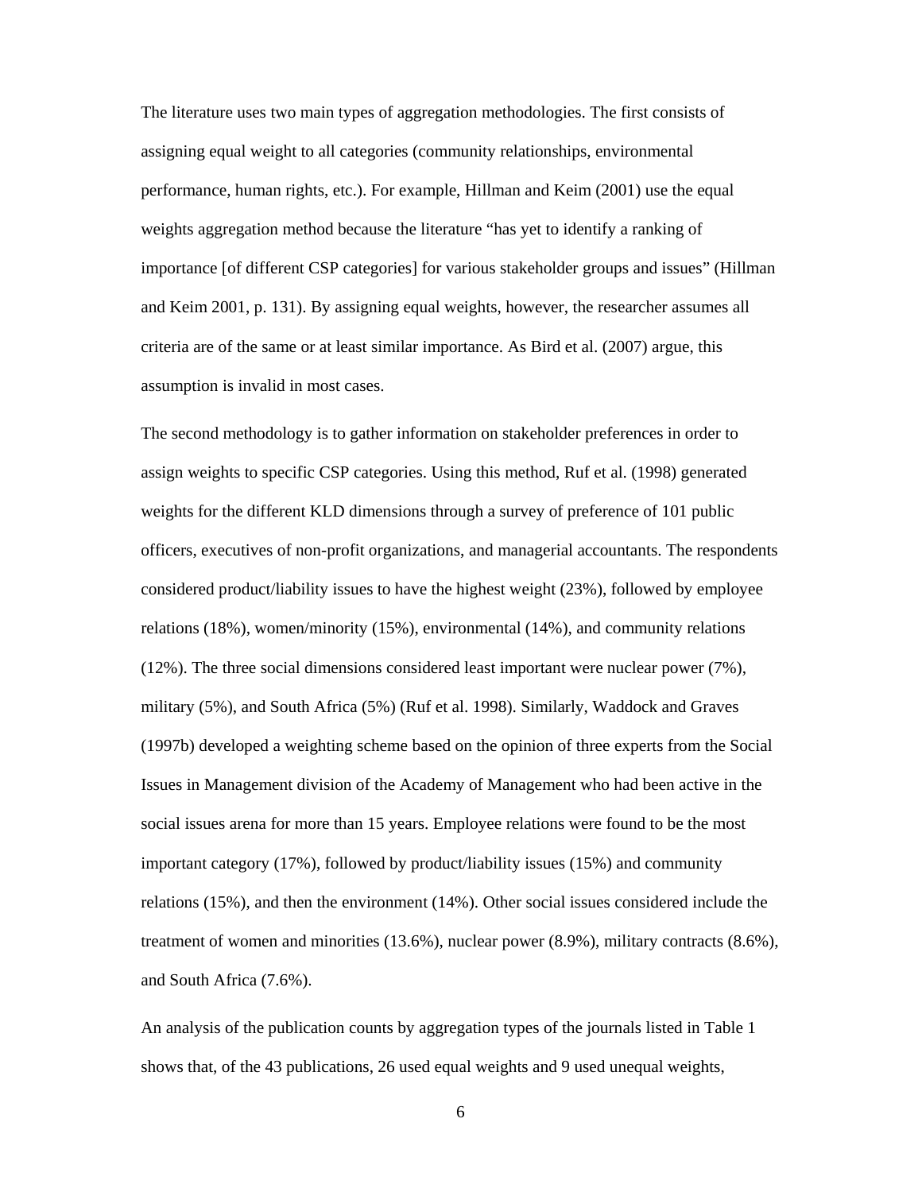The literature uses two main types of aggregation methodologies. The first consists of assigning equal weight to all categories (community relationships, environmental performance, human rights, etc.). For example, Hillman and Keim (2001) use the equal weights aggregation method because the literature "has yet to identify a ranking of importance [of different CSP categories] for various stakeholder groups and issues" (Hillman and Keim 2001, p. 131). By assigning equal weights, however, the researcher assumes all criteria are of the same or at least similar importance. As Bird et al. (2007) argue, this assumption is invalid in most cases.

The second methodology is to gather information on stakeholder preferences in order to assign weights to specific CSP categories. Using this method, Ruf et al. (1998) generated weights for the different KLD dimensions through a survey of preference of 101 public officers, executives of non-profit organizations, and managerial accountants. The respondents considered product/liability issues to have the highest weight (23%), followed by employee relations (18%), women/minority (15%), environmental (14%), and community relations (12%). The three social dimensions considered least important were nuclear power (7%), military (5%), and South Africa (5%) (Ruf et al. 1998). Similarly, Waddock and Graves (1997b) developed a weighting scheme based on the opinion of three experts from the Social Issues in Management division of the Academy of Management who had been active in the social issues arena for more than 15 years. Employee relations were found to be the most important category (17%), followed by product/liability issues (15%) and community relations (15%), and then the environment (14%). Other social issues considered include the treatment of women and minorities (13.6%), nuclear power (8.9%), military contracts (8.6%), and South Africa (7.6%).

An analysis of the publication counts by aggregation types of the journals listed in Table 1 shows that, of the 43 publications, 26 used equal weights and 9 used unequal weights,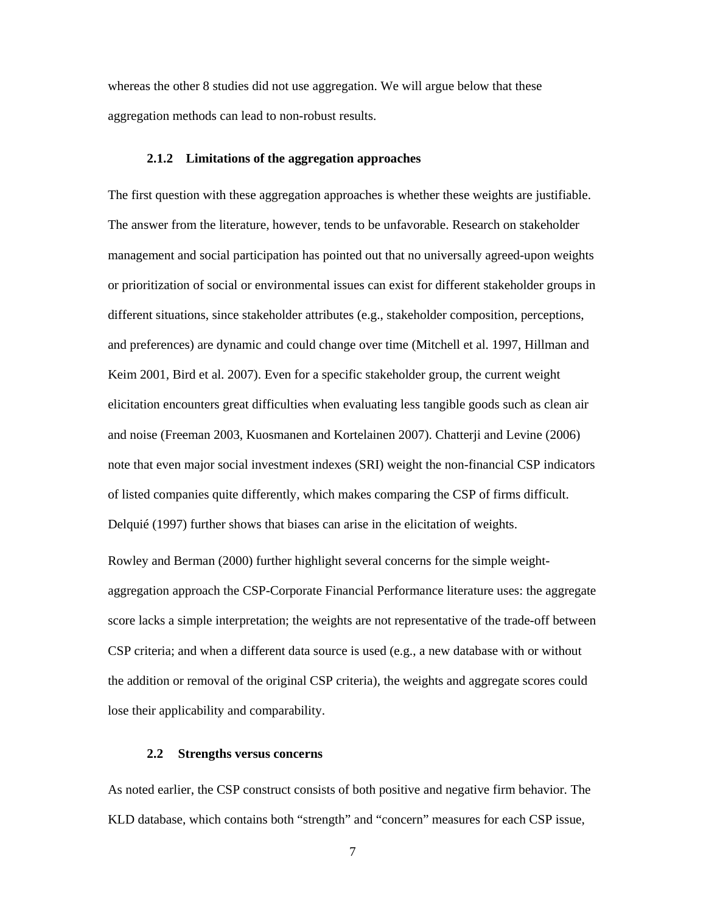whereas the other 8 studies did not use aggregation. We will argue below that these aggregation methods can lead to non-robust results.

### 2.1.2 Limitations of the aggregation approaches

The first question with these aggregation approaches is whether these weights are justifiable. The answer from the literature, however, tends to be unfavorable. Research on stakeholder management and social participation has pointed out that no universally agreed-upon weights or prioritization of social or environmental issues can exist for different stakeholder groups in different situations, since stakeholder attributes (e.g., stakeholder composition, perceptions, and preferences) are dynamic and could change over time (Mitchell et al. 1997, Hillman and Keim 2001, Bird et al. 2007). Even for a specific stakeholder group, the current weight elicitation encounters great difficulties when evaluating less tangible goods such as clean air and noise (Freeman 2003, Kuosmanen and Kortelainen 2007). Chatterji and Levine (2006) note that even major social investment indexes (SRI) weight the non-financial CSP indicators of listed companies quite differently, which makes comparing the CSP of firms difficult. Delquié (1997) further shows that biases can arise in the elicitation of weights.

Rowley and Berman (2000) further highlight several concerns for the simple weight-aggregation approach the CSP-Corporate Financial Performance literature uses: the aggregate score lacks a simple interpretation; the weights are not representative of the trade-off between CSP criteria; and when a different data source is used (e.g., a new database with or without the addition or removal of the original CSP criteria), the weights and aggregate scores could lose their applicability and comparability.

## 2.2 Strengths versus concerns

As noted earlier, the CSP construct consists of both positive and negative firm behavior. The KLD database, which contains both "strength" and "concern" measures for each CSP issue,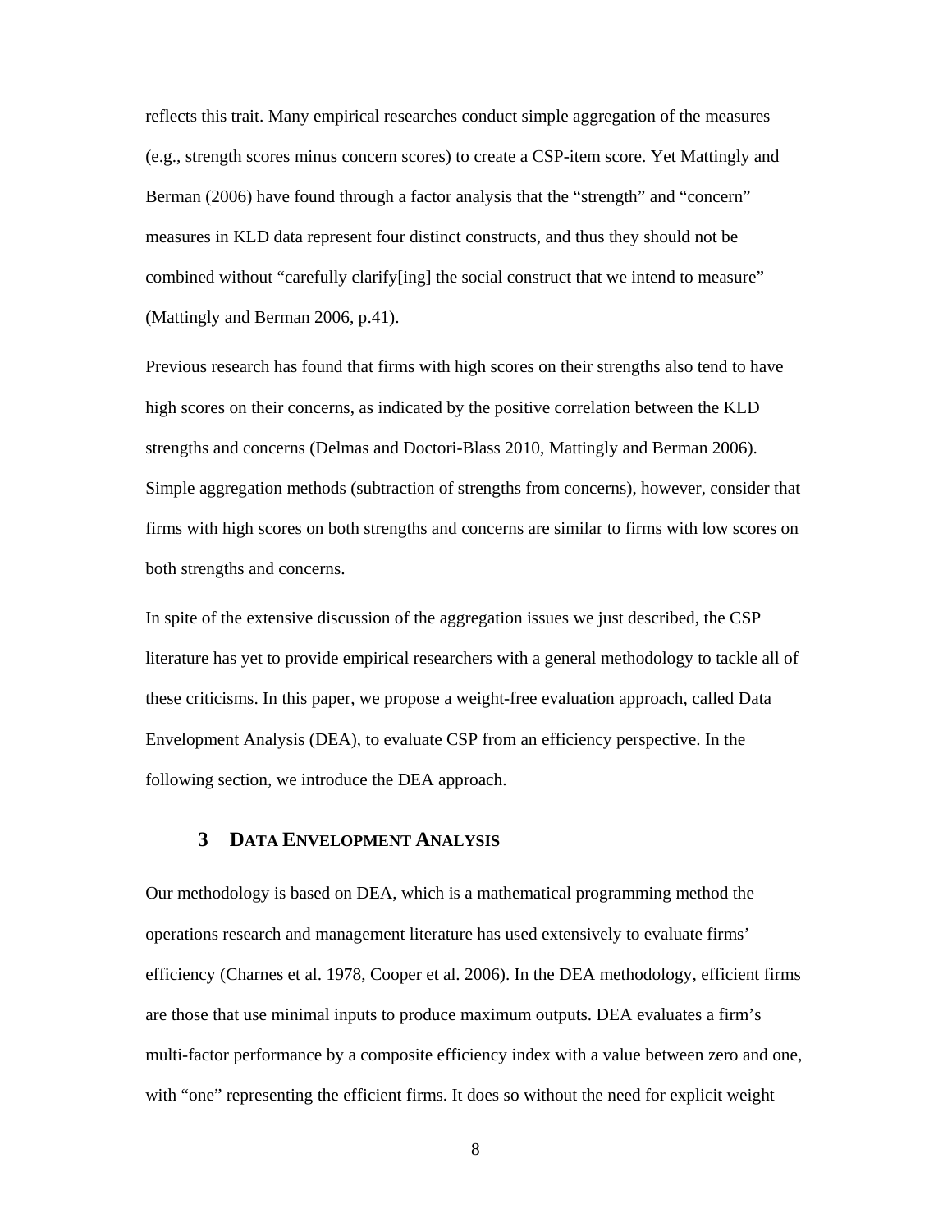reflects this trait. Many empirical researches conduct simple aggregation of the measures (e.g., strength scores minus concern scores) to create a CSP-item score. Yet Mattingly and Berman (2006) have found through a factor analysis that the "strength" and "concern" measures in KLD data represent four distinct constructs, and thus they should not be combined without "carefully clarify[ing] the social construct that we intend to measure" (Mattingly and Berman 2006, p.41).

Previous research has found that firms with high scores on their strengths also tend to have high scores on their concerns, as indicated by the positive correlation between the KLD strengths and concerns (Delmas and Doctori-Blass 2010, Mattingly and Berman 2006). Simple aggregation methods (subtraction of strengths from concerns), however, consider that firms with high scores on both strengths and concerns are similar to firms with low scores on both strengths and concerns.

In spite of the extensive discussion of the aggregation issues we just described, the CSP literature has yet to provide empirical researchers with a general methodology to tackle all of these criticisms. In this paper, we propose a weight-free evaluation approach, called Data Envelopment Analysis (DEA), to evaluate CSP from an efficiency perspective. In the following section, we introduce the DEA approach.

## 3 DATA ENVELOPMENT ANALYSIS

Our methodology is based on DEA, which is a mathematical programming method the operations research and management literature has used extensively to evaluate firms' efficiency (Charnes et al. 1978, Cooper et al. 2006). In the DEA methodology, efficient firms are those that use minimal inputs to produce maximum outputs. DEA evaluates a firm's multi-factor performance by a composite efficiency index with a value between zero and one, with "one" representing the efficient firms. It does so without the need for explicit weight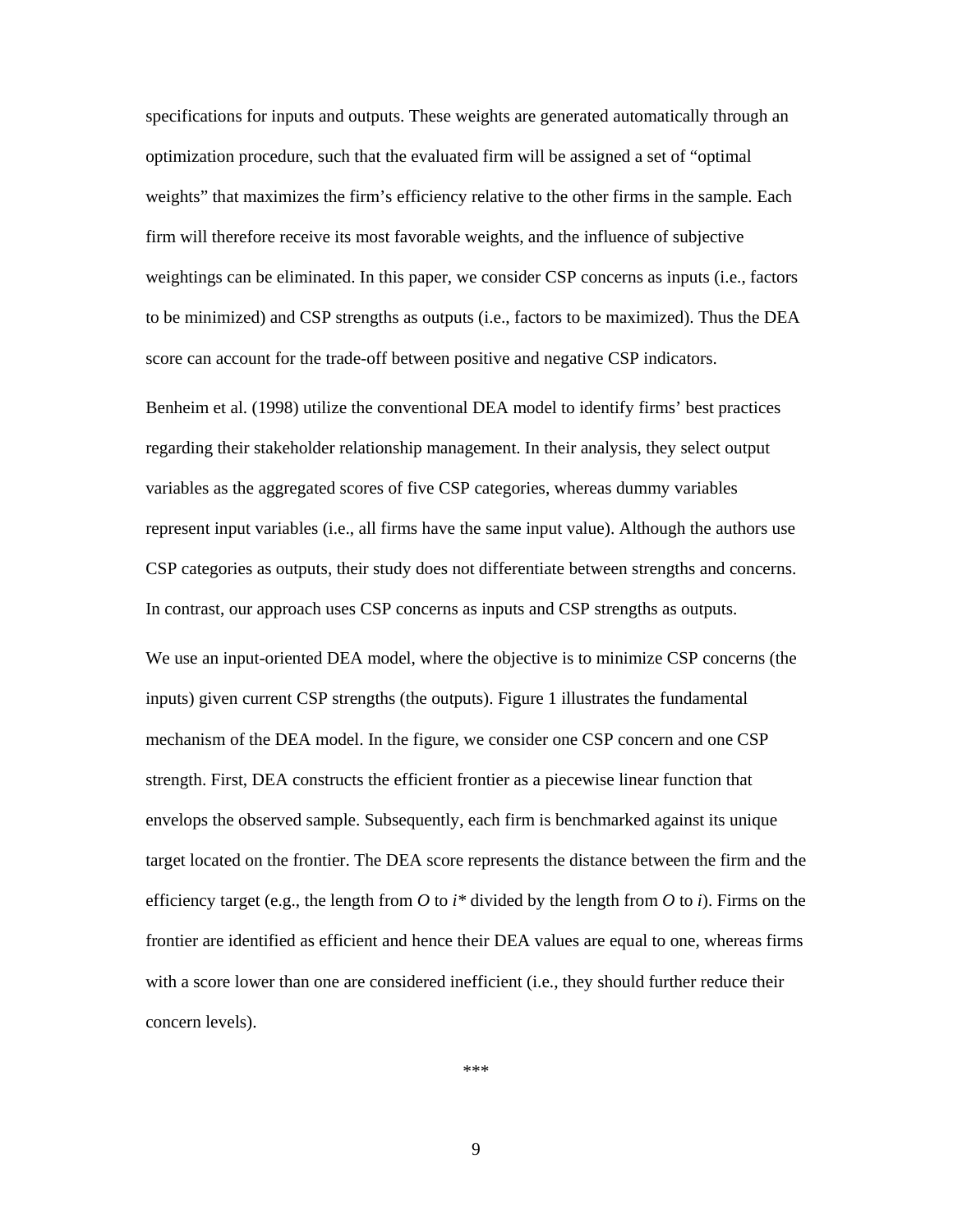specifications for inputs and outputs. These weights are generated automatically through an optimization procedure, such that the evaluated firm will be assigned a set of "optimal weights" that maximizes the firm's efficiency relative to the other firms in the sample. Each firm will therefore receive its most favorable weights, and the influence of subjective weightings can be eliminated. In this paper, we consider CSP concerns as inputs (i.e., factors to be minimized) and CSP strengths as outputs (i.e., factors to be maximized). Thus the DEA score can account for the trade-off between positive and negative CSP indicators.

Benheim et al. (1998) utilize the conventional DEA model to identify firms' best practices regarding their stakeholder relationship management. In their analysis, they select output variables as the aggregated scores of five CSP categories, whereas dummy variables represent input variables (i.e., all firms have the same input value). Although the authors use CSP categories as outputs, their study does not differentiate between strengths and concerns. In contrast, our approach uses CSP concerns as inputs and CSP strengths as outputs.

We use an input-oriented DEA model, where the objective is to minimize CSP concerns (the inputs) given current CSP strengths (the outputs). Figure 1 illustrates the fundamental mechanism of the DEA model. In the figure, we consider one CSP concern and one CSP strength. First, DEA constructs the efficient frontier as a piecewise linear function that envelops the observed sample. Subsequently, each firm is benchmarked against its unique target located on the frontier. The DEA score represents the distance between the firm and the efficiency target (e.g., the length from $O$ to $i^*$ divided by the length from $O$ to $i$). Firms on the frontier are identified as efficient and hence their DEA values are equal to one, whereas firms with a score lower than one are considered inefficient (i.e., they should further reduce their concern levels).

***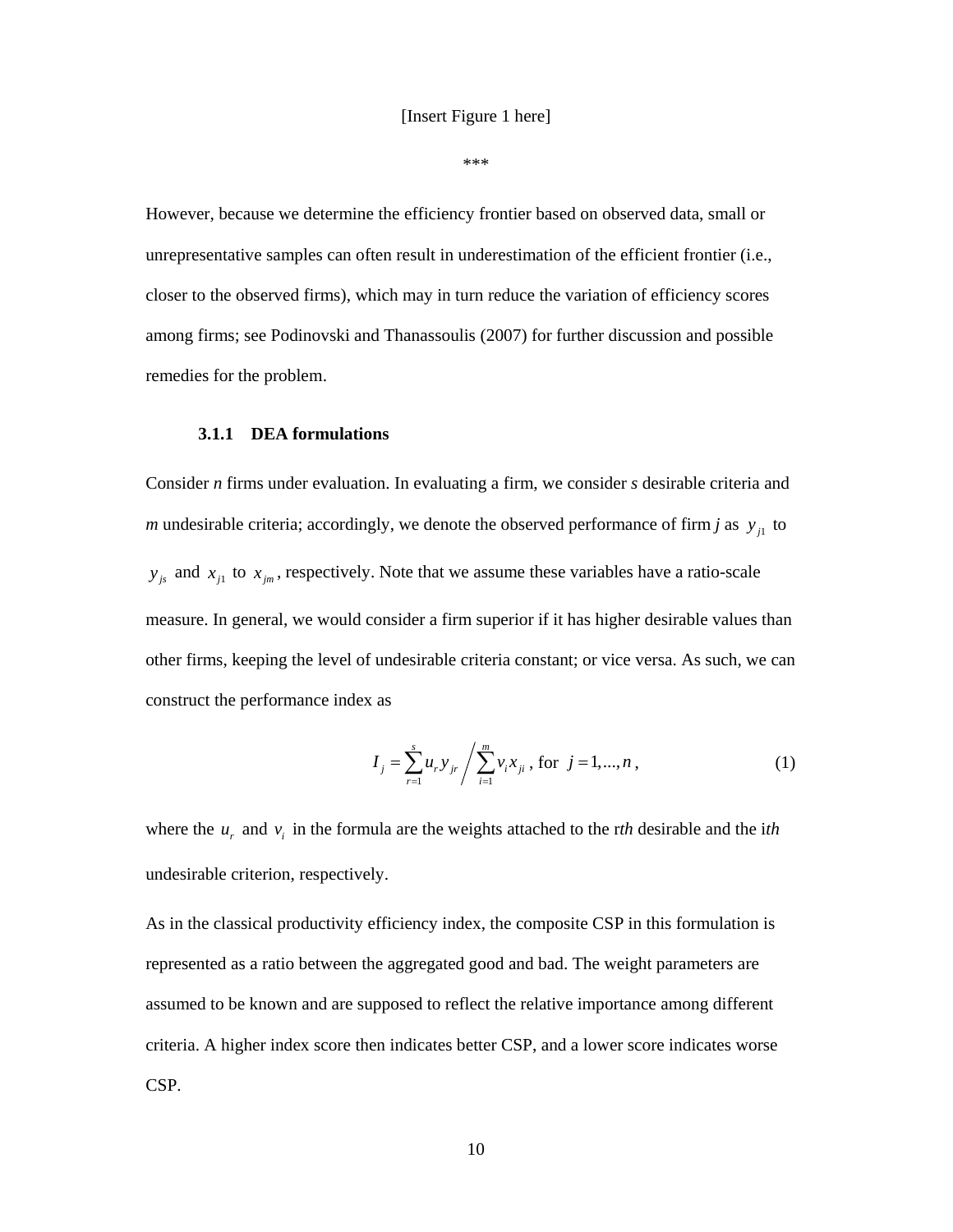[Insert Figure 1 here]

***

However, because we determine the efficiency frontier based on observed data, small or unrepresentative samples can often result in underestimation of the efficient frontier (i.e., closer to the observed firms), which may in turn reduce the variation of efficiency scores among firms; see Podinovski and Thanassoulis (2007) for further discussion and possible remedies for the problem.

#### 3.1.1 DEA formulations

Consider *n* firms under evaluation. In evaluating a firm, we consider *s* desirable criteria and *m* undesirable criteria; accordingly, we denote the observed performance of firm *j* as $y_{j1}$ to $y_{js}$ and $x_{j1}$ to $x_{jm}$, respectively. Note that we assume these variables have a ratio-scale measure. In general, we would consider a firm superior if it has higher desirable values than other firms, keeping the level of undesirable criteria constant; or vice versa. As such, we can construct the performance index as

$$I_j = \sum_{r=1}^{s} u_r y_{jr} \Bigg/ \sum_{i=1}^{m} v_i x_{ji}, \text{ for } j = 1, \ldots, n, \quad (1)$$

where the $u_r$ and $v_i$ in the formula are the weights attached to the r*th* desirable and the i*th* undesirable criterion, respectively.

As in the classical productivity efficiency index, the composite CSP in this formulation is represented as a ratio between the aggregated good and bad. The weight parameters are assumed to be known and are supposed to reflect the relative importance among different criteria. A higher index score then indicates better CSP, and a lower score indicates worse CSP.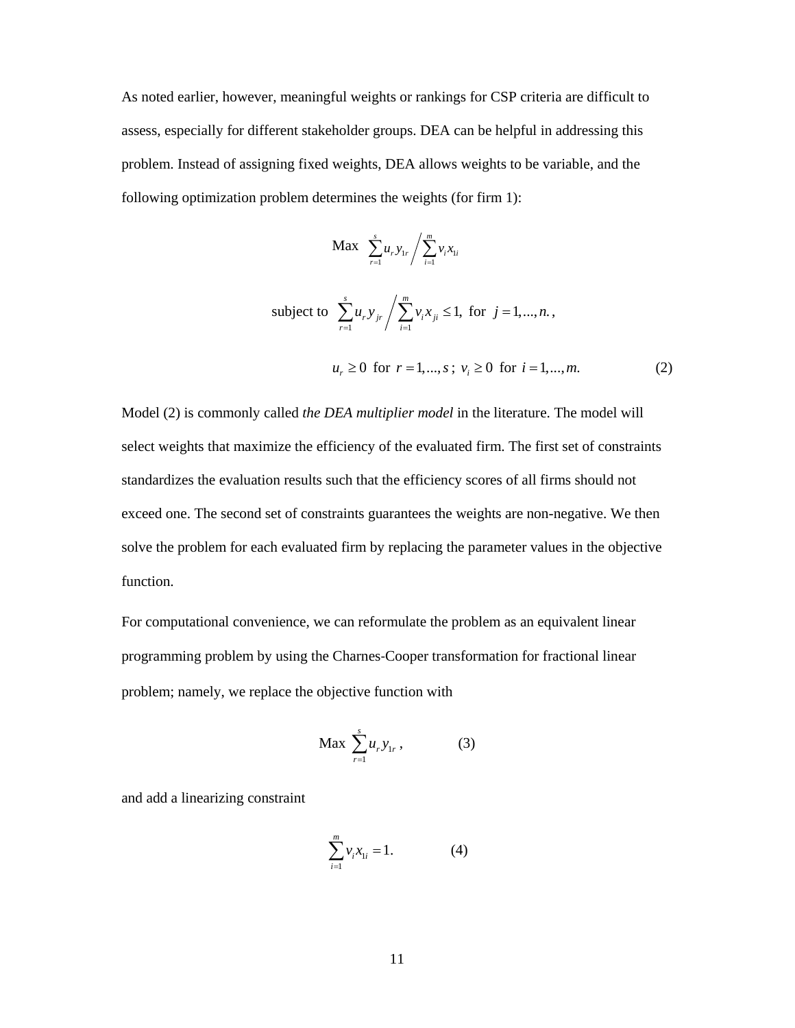As noted earlier, however, meaningful weights or rankings for CSP criteria are difficult to assess, especially for different stakeholder groups. DEA can be helpful in addressing this problem. Instead of assigning fixed weights, DEA allows weights to be variable, and the following optimization problem determines the weights (for firm 1):

$$\text{Max} \quad \sum_{r=1}^{s} u_r y_{1r} \bigg/ \sum_{i=1}^{m} v_i x_{1i}$$

$$\text{subject to} \quad \sum_{r=1}^{s} u_r y_{jr} \bigg/ \sum_{i=1}^{m} v_i x_{ji} \leq 1, \text{ for } j = 1,...,n.,$$

$$u_r \geq 0 \text{ for } r = 1,...,s; \; v_i \geq 0 \text{ for } i = 1,...,m. \qquad (2)$$

Model (2) is commonly called *the DEA multiplier model* in the literature. The model will select weights that maximize the efficiency of the evaluated firm. The first set of constraints standardizes the evaluation results such that the efficiency scores of all firms should not exceed one. The second set of constraints guarantees the weights are non-negative. We then solve the problem for each evaluated firm by replacing the parameter values in the objective function.

For computational convenience, we can reformulate the problem as an equivalent linear programming problem by using the Charnes-Cooper transformation for fractional linear problem; namely, we replace the objective function with

$$\text{Max} \sum_{r=1}^{s} u_r y_{1r}, \qquad (3)$$

and add a linearizing constraint

$$\sum_{i=1}^{m} v_i x_{1i} = 1. \qquad (4)$$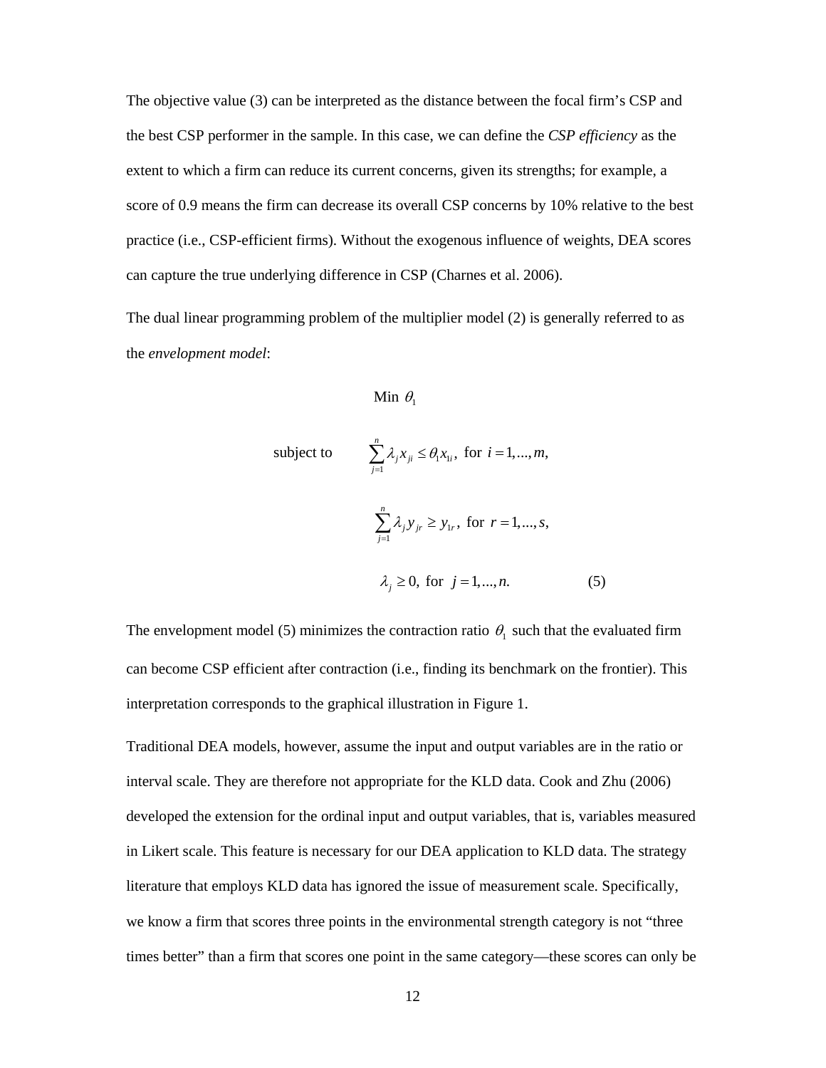The objective value (3) can be interpreted as the distance between the focal firm's CSP and the best CSP performer in the sample. In this case, we can define the *CSP efficiency* as the extent to which a firm can reduce its current concerns, given its strengths; for example, a score of 0.9 means the firm can decrease its overall CSP concerns by 10% relative to the best practice (i.e., CSP-efficient firms). Without the exogenous influence of weights, DEA scores can capture the true underlying difference in CSP (Charnes et al. 2006).

The dual linear programming problem of the multiplier model (2) is generally referred to as the *envelopment model*:

$$\text{Min } \theta_1$$

$$\text{subject to} \qquad \sum_{j=1}^{n} \lambda_j x_{ji} \leq \theta_1 x_{1i}, \text{ for } i = 1, \ldots, m,$$

$$\sum_{j=1}^{n} \lambda_j y_{jr} \geq y_{1r}, \text{ for } r = 1, \ldots, s,$$

$$\lambda_j \geq 0, \text{ for } j = 1, \ldots, n. \qquad (5)$$

The envelopment model (5) minimizes the contraction ratio $\theta_1$ such that the evaluated firm can become CSP efficient after contraction (i.e., finding its benchmark on the frontier). This interpretation corresponds to the graphical illustration in Figure 1.

Traditional DEA models, however, assume the input and output variables are in the ratio or interval scale. They are therefore not appropriate for the KLD data. Cook and Zhu (2006) developed the extension for the ordinal input and output variables, that is, variables measured in Likert scale. This feature is necessary for our DEA application to KLD data. The strategy literature that employs KLD data has ignored the issue of measurement scale. Specifically, we know a firm that scores three points in the environmental strength category is not "three times better" than a firm that scores one point in the same category—these scores can only be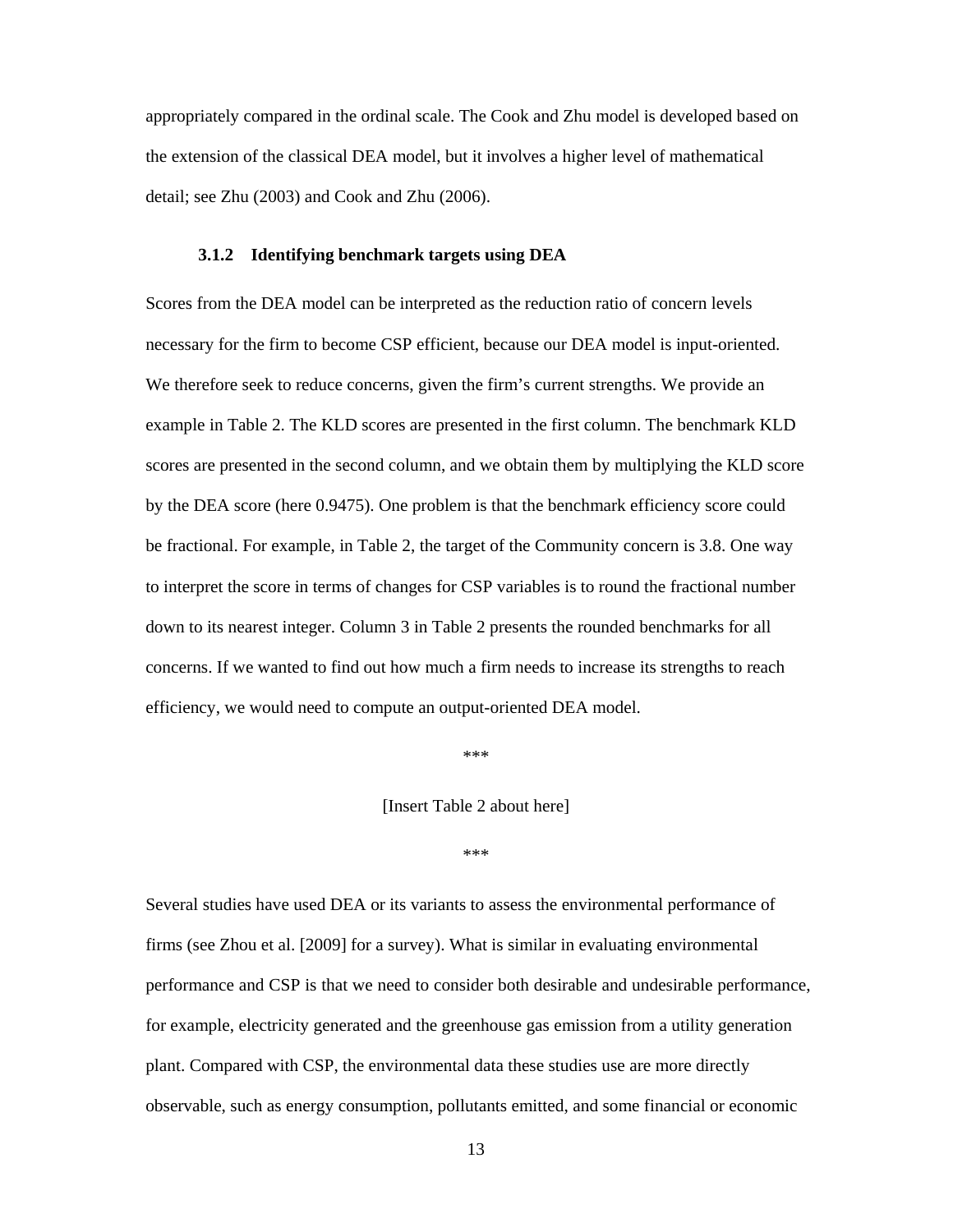appropriately compared in the ordinal scale. The Cook and Zhu model is developed based on the extension of the classical DEA model, but it involves a higher level of mathematical detail; see Zhu (2003) and Cook and Zhu (2006).

### 3.1.2 Identifying benchmark targets using DEA

Scores from the DEA model can be interpreted as the reduction ratio of concern levels necessary for the firm to become CSP efficient, because our DEA model is input-oriented. We therefore seek to reduce concerns, given the firm's current strengths. We provide an example in Table 2. The KLD scores are presented in the first column. The benchmark KLD scores are presented in the second column, and we obtain them by multiplying the KLD score by the DEA score (here 0.9475). One problem is that the benchmark efficiency score could be fractional. For example, in Table 2, the target of the Community concern is 3.8. One way to interpret the score in terms of changes for CSP variables is to round the fractional number down to its nearest integer. Column 3 in Table 2 presents the rounded benchmarks for all concerns. If we wanted to find out how much a firm needs to increase its strengths to reach efficiency, we would need to compute an output-oriented DEA model.

***

[Insert Table 2 about here]

***

Several studies have used DEA or its variants to assess the environmental performance of firms (see Zhou et al. [2009] for a survey). What is similar in evaluating environmental performance and CSP is that we need to consider both desirable and undesirable performance, for example, electricity generated and the greenhouse gas emission from a utility generation plant. Compared with CSP, the environmental data these studies use are more directly observable, such as energy consumption, pollutants emitted, and some financial or economic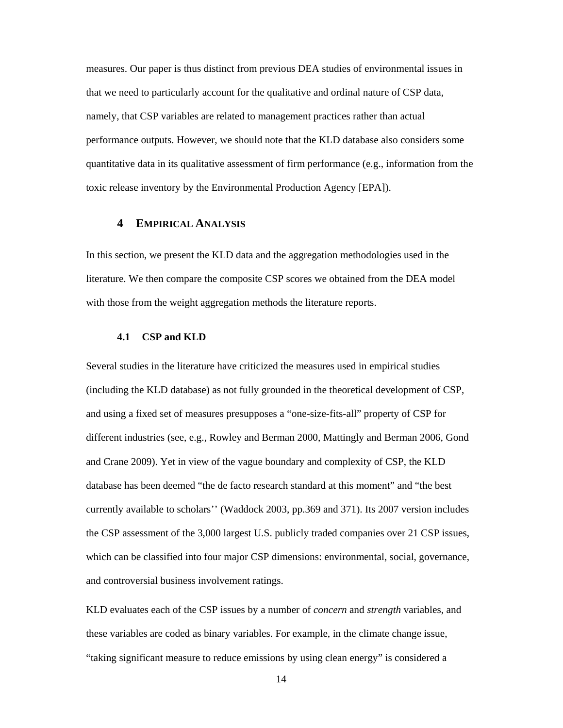measures. Our paper is thus distinct from previous DEA studies of environmental issues in that we need to particularly account for the qualitative and ordinal nature of CSP data, namely, that CSP variables are related to management practices rather than actual performance outputs. However, we should note that the KLD database also considers some quantitative data in its qualitative assessment of firm performance (e.g., information from the toxic release inventory by the Environmental Production Agency [EPA]).

## 4 EMPIRICAL ANALYSIS

In this section, we present the KLD data and the aggregation methodologies used in the literature. We then compare the composite CSP scores we obtained from the DEA model with those from the weight aggregation methods the literature reports.

### 4.1 CSP and KLD

Several studies in the literature have criticized the measures used in empirical studies (including the KLD database) as not fully grounded in the theoretical development of CSP, and using a fixed set of measures presupposes a "one-size-fits-all" property of CSP for different industries (see, e.g., Rowley and Berman 2000, Mattingly and Berman 2006, Gond and Crane 2009). Yet in view of the vague boundary and complexity of CSP, the KLD database has been deemed "the de facto research standard at this moment" and "the best currently available to scholars'' (Waddock 2003, pp.369 and 371). Its 2007 version includes the CSP assessment of the 3,000 largest U.S. publicly traded companies over 21 CSP issues, which can be classified into four major CSP dimensions: environmental, social, governance, and controversial business involvement ratings.

KLD evaluates each of the CSP issues by a number of *concern* and *strength* variables, and these variables are coded as binary variables. For example, in the climate change issue, "taking significant measure to reduce emissions by using clean energy" is considered a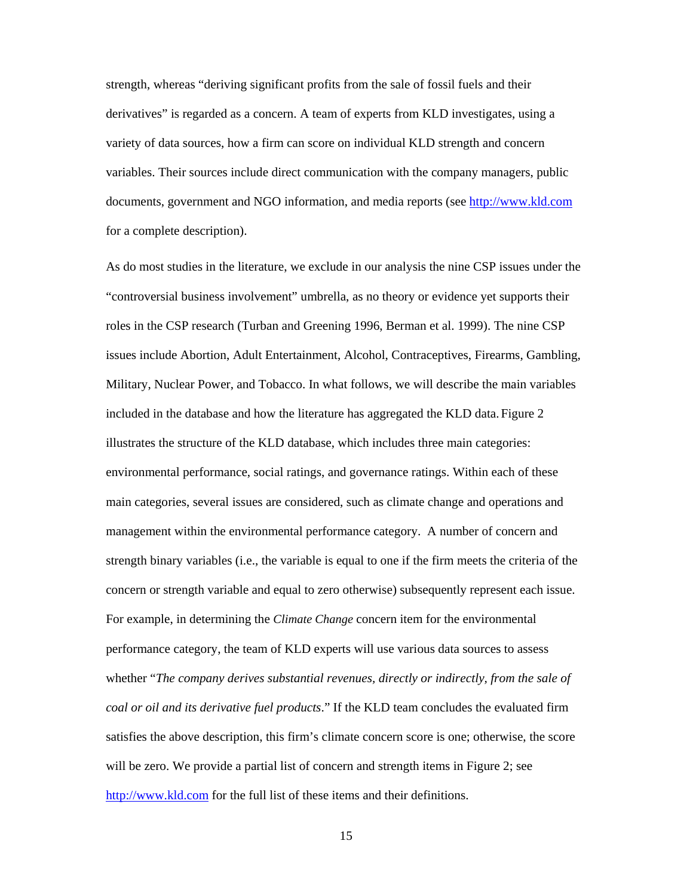strength, whereas "deriving significant profits from the sale of fossil fuels and their derivatives" is regarded as a concern. A team of experts from KLD investigates, using a variety of data sources, how a firm can score on individual KLD strength and concern variables. Their sources include direct communication with the company managers, public documents, government and NGO information, and media reports (see http://www.kld.com for a complete description).

As do most studies in the literature, we exclude in our analysis the nine CSP issues under the "controversial business involvement" umbrella, as no theory or evidence yet supports their roles in the CSP research (Turban and Greening 1996, Berman et al. 1999). The nine CSP issues include Abortion, Adult Entertainment, Alcohol, Contraceptives, Firearms, Gambling, Military, Nuclear Power, and Tobacco. In what follows, we will describe the main variables included in the database and how the literature has aggregated the KLD data. Figure 2 illustrates the structure of the KLD database, which includes three main categories: environmental performance, social ratings, and governance ratings. Within each of these main categories, several issues are considered, such as climate change and operations and management within the environmental performance category. A number of concern and strength binary variables (i.e., the variable is equal to one if the firm meets the criteria of the concern or strength variable and equal to zero otherwise) subsequently represent each issue. For example, in determining the *Climate Change* concern item for the environmental performance category, the team of KLD experts will use various data sources to assess whether "*The company derives substantial revenues, directly or indirectly, from the sale of coal or oil and its derivative fuel products*." If the KLD team concludes the evaluated firm satisfies the above description, this firm's climate concern score is one; otherwise, the score will be zero. We provide a partial list of concern and strength items in Figure 2; see http://www.kld.com for the full list of these items and their definitions.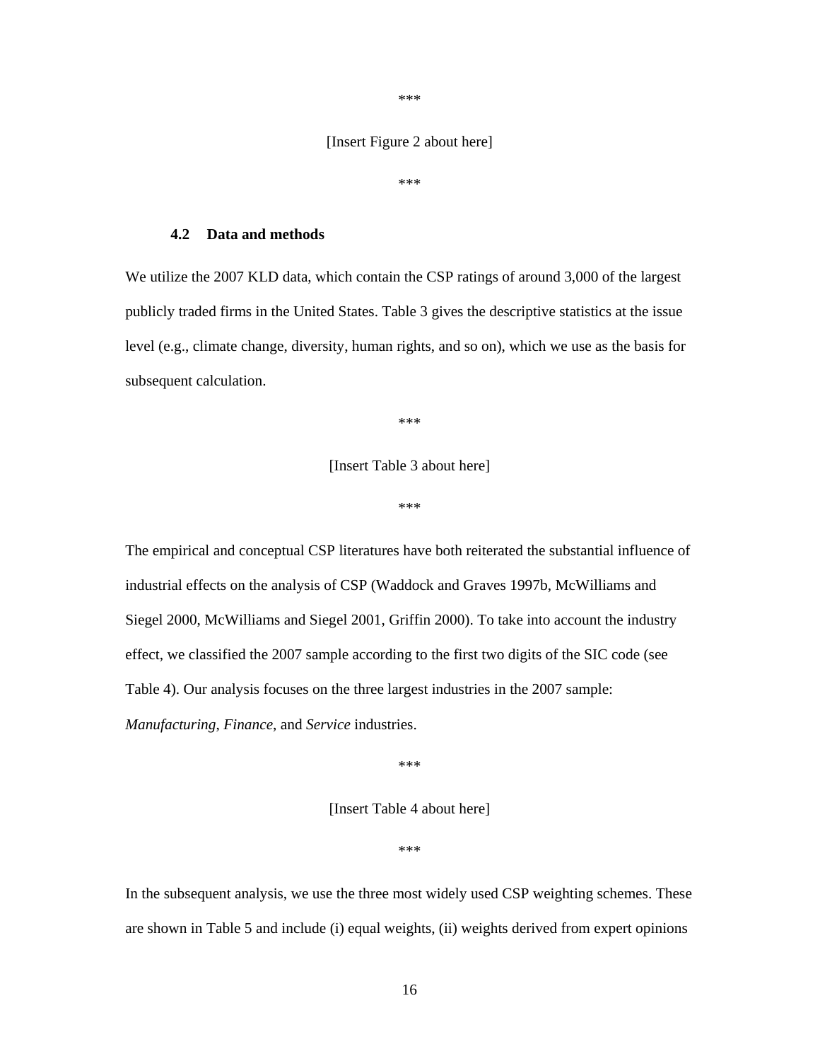***

[Insert Figure 2 about here]

***

### 4.2 Data and methods

We utilize the 2007 KLD data, which contain the CSP ratings of around 3,000 of the largest publicly traded firms in the United States. Table 3 gives the descriptive statistics at the issue level (e.g., climate change, diversity, human rights, and so on), which we use as the basis for subsequent calculation.

***

[Insert Table 3 about here]

***

The empirical and conceptual CSP literatures have both reiterated the substantial influence of industrial effects on the analysis of CSP (Waddock and Graves 1997b, McWilliams and Siegel 2000, McWilliams and Siegel 2001, Griffin 2000). To take into account the industry effect, we classified the 2007 sample according to the first two digits of the SIC code (see Table 4). Our analysis focuses on the three largest industries in the 2007 sample: *Manufacturing*, *Finance*, and *Service* industries.

***

[Insert Table 4 about here]

***

In the subsequent analysis, we use the three most widely used CSP weighting schemes. These are shown in Table 5 and include (i) equal weights, (ii) weights derived from expert opinions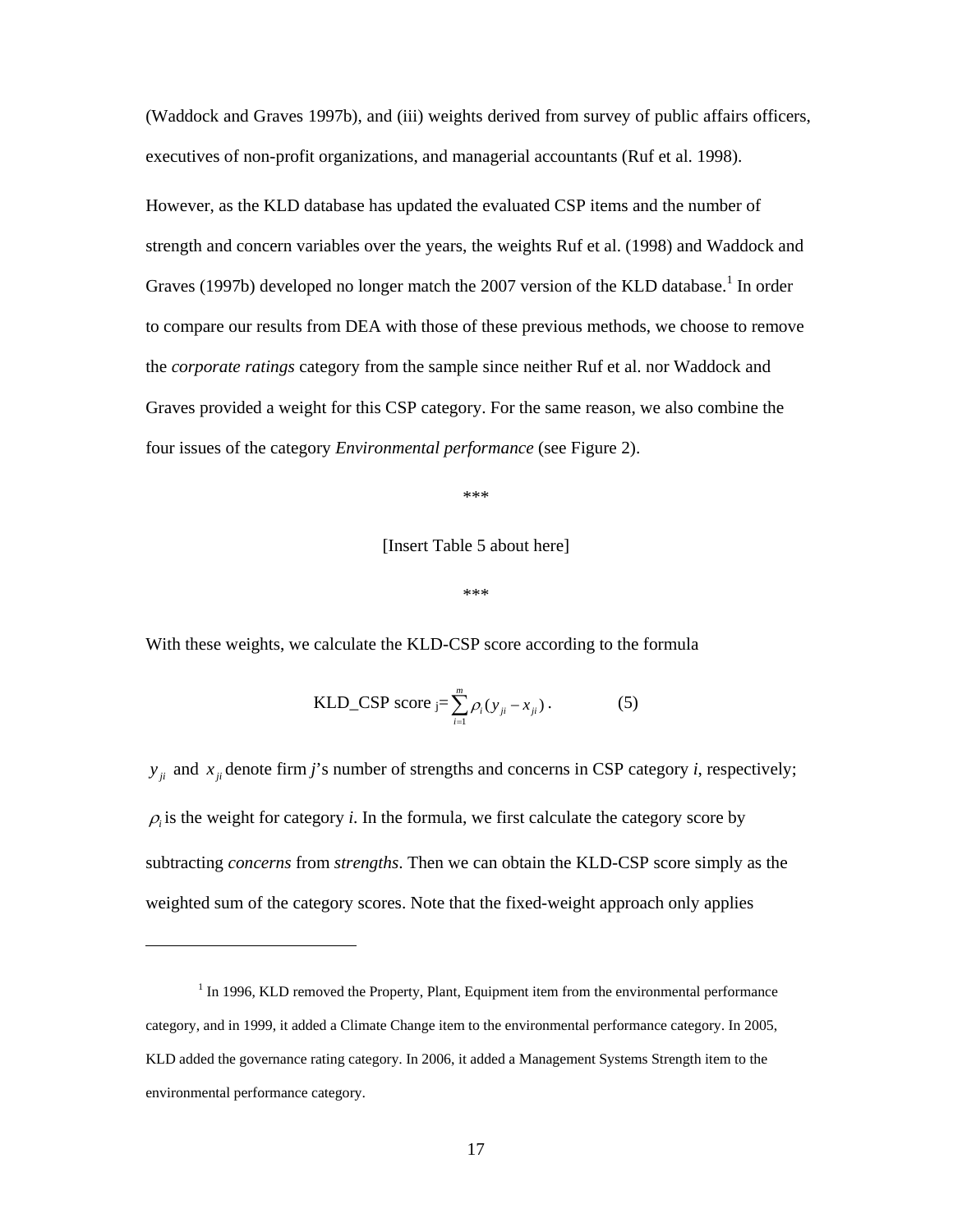(Waddock and Graves 1997b), and (iii) weights derived from survey of public affairs officers, executives of non-profit organizations, and managerial accountants (Ruf et al. 1998).

However, as the KLD database has updated the evaluated CSP items and the number of strength and concern variables over the years, the weights Ruf et al. (1998) and Waddock and Graves (1997b) developed no longer match the 2007 version of the KLD database.[1] In order to compare our results from DEA with those of these previous methods, we choose to remove the *corporate ratings* category from the sample since neither Ruf et al. nor Waddock and Graves provided a weight for this CSP category. For the same reason, we also combine the four issues of the category *Environmental performance* (see Figure 2).

\*\*\*

[Insert Table 5 about here]

\*\*\*

With these weights, we calculate the KLD-CSP score according to the formula

$$\text{KLD\_CSP score}_j = \sum_{i=1}^{m} \rho_i (y_{ji} - x_{ji}) . \qquad (5)$$

$y_{ji}$ and $x_{ji}$ denote firm *j*'s number of strengths and concerns in CSP category *i*, respectively; $\rho_i$ is the weight for category *i*. In the formula, we first calculate the category score by subtracting *concerns* from *strengths*. Then we can obtain the KLD-CSP score simply as the weighted sum of the category scores. Note that the fixed-weight approach only applies

[1] In 1996, KLD removed the Property, Plant, Equipment item from the environmental performance category, and in 1999, it added a Climate Change item to the environmental performance category. In 2005, KLD added the governance rating category. In 2006, it added a Management Systems Strength item to the environmental performance category.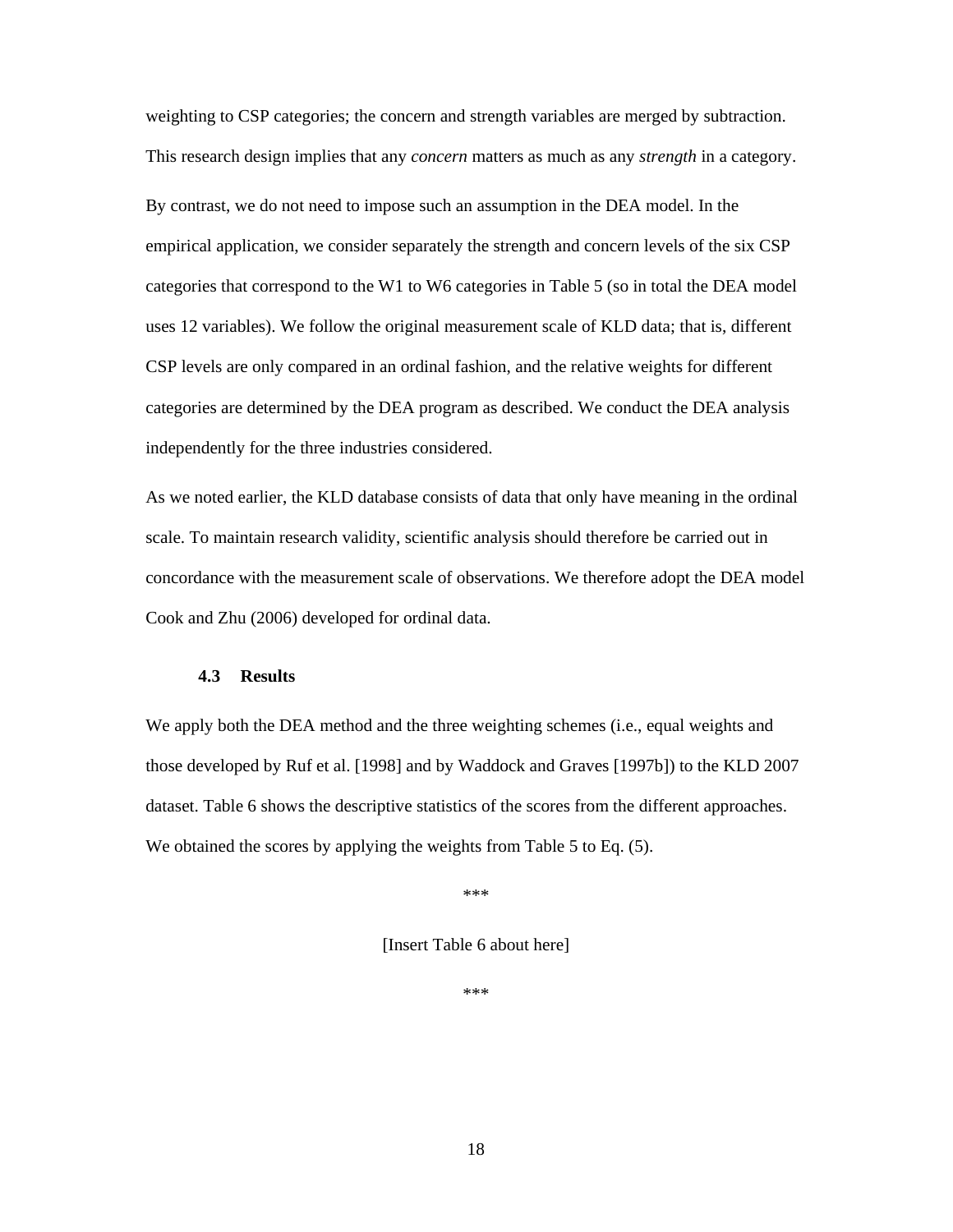weighting to CSP categories; the concern and strength variables are merged by subtraction. This research design implies that any *concern* matters as much as any *strength* in a category.

By contrast, we do not need to impose such an assumption in the DEA model. In the empirical application, we consider separately the strength and concern levels of the six CSP categories that correspond to the W1 to W6 categories in Table 5 (so in total the DEA model uses 12 variables). We follow the original measurement scale of KLD data; that is, different CSP levels are only compared in an ordinal fashion, and the relative weights for different categories are determined by the DEA program as described. We conduct the DEA analysis independently for the three industries considered.

As we noted earlier, the KLD database consists of data that only have meaning in the ordinal scale. To maintain research validity, scientific analysis should therefore be carried out in concordance with the measurement scale of observations. We therefore adopt the DEA model Cook and Zhu (2006) developed for ordinal data.

### 4.3 Results

We apply both the DEA method and the three weighting schemes (i.e., equal weights and those developed by Ruf et al. [1998] and by Waddock and Graves [1997b]) to the KLD 2007 dataset. Table 6 shows the descriptive statistics of the scores from the different approaches. We obtained the scores by applying the weights from Table 5 to Eq. (5).

***

[Insert Table 6 about here]

***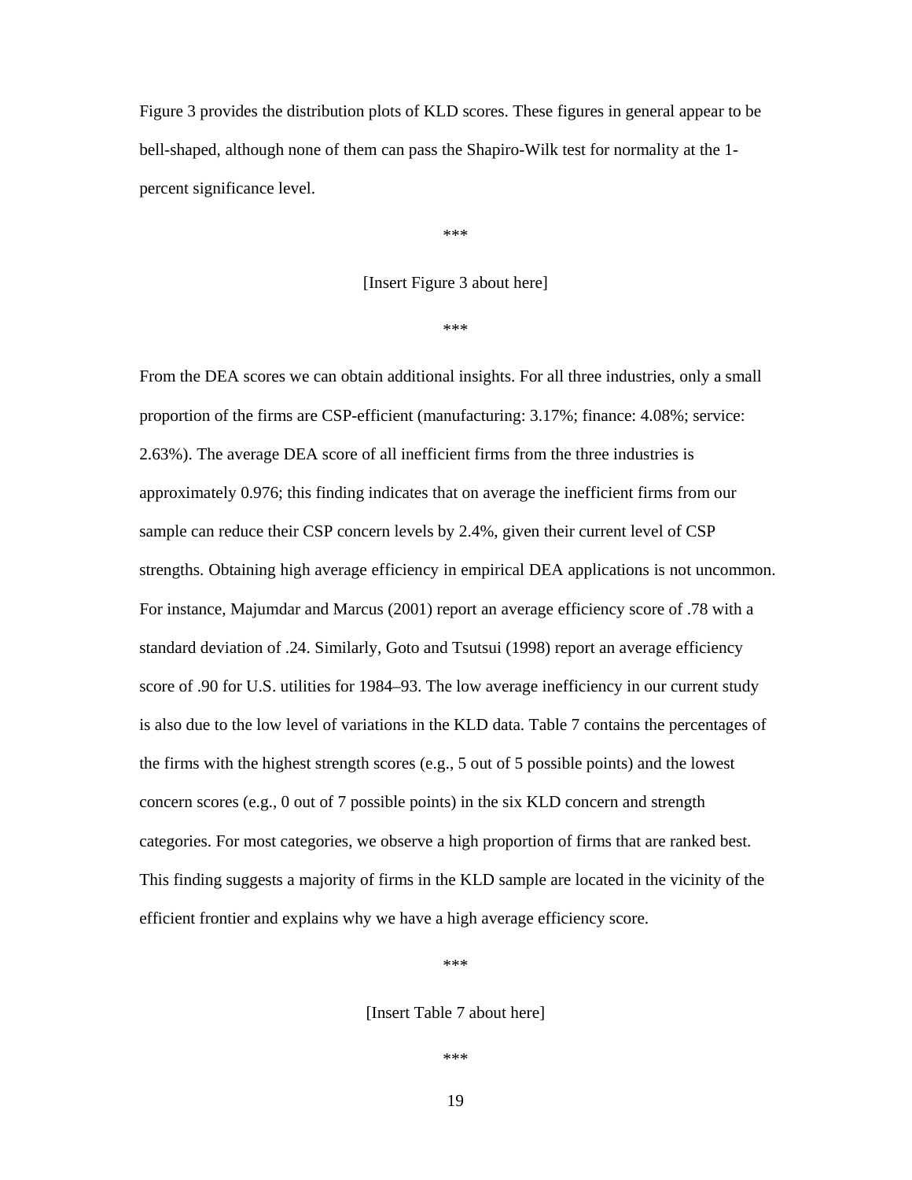Figure 3 provides the distribution plots of KLD scores. These figures in general appear to be bell-shaped, although none of them can pass the Shapiro-Wilk test for normality at the 1-percent significance level.

***

[Insert Figure 3 about here]

***

From the DEA scores we can obtain additional insights. For all three industries, only a small proportion of the firms are CSP-efficient (manufacturing: 3.17%; finance: 4.08%; service: 2.63%). The average DEA score of all inefficient firms from the three industries is approximately 0.976; this finding indicates that on average the inefficient firms from our sample can reduce their CSP concern levels by 2.4%, given their current level of CSP strengths. Obtaining high average efficiency in empirical DEA applications is not uncommon. For instance, Majumdar and Marcus (2001) report an average efficiency score of .78 with a standard deviation of .24. Similarly, Goto and Tsutsui (1998) report an average efficiency score of .90 for U.S. utilities for 1984–93. The low average inefficiency in our current study is also due to the low level of variations in the KLD data. Table 7 contains the percentages of the firms with the highest strength scores (e.g., 5 out of 5 possible points) and the lowest concern scores (e.g., 0 out of 7 possible points) in the six KLD concern and strength categories. For most categories, we observe a high proportion of firms that are ranked best. This finding suggests a majority of firms in the KLD sample are located in the vicinity of the efficient frontier and explains why we have a high average efficiency score.

***

[Insert Table 7 about here]

***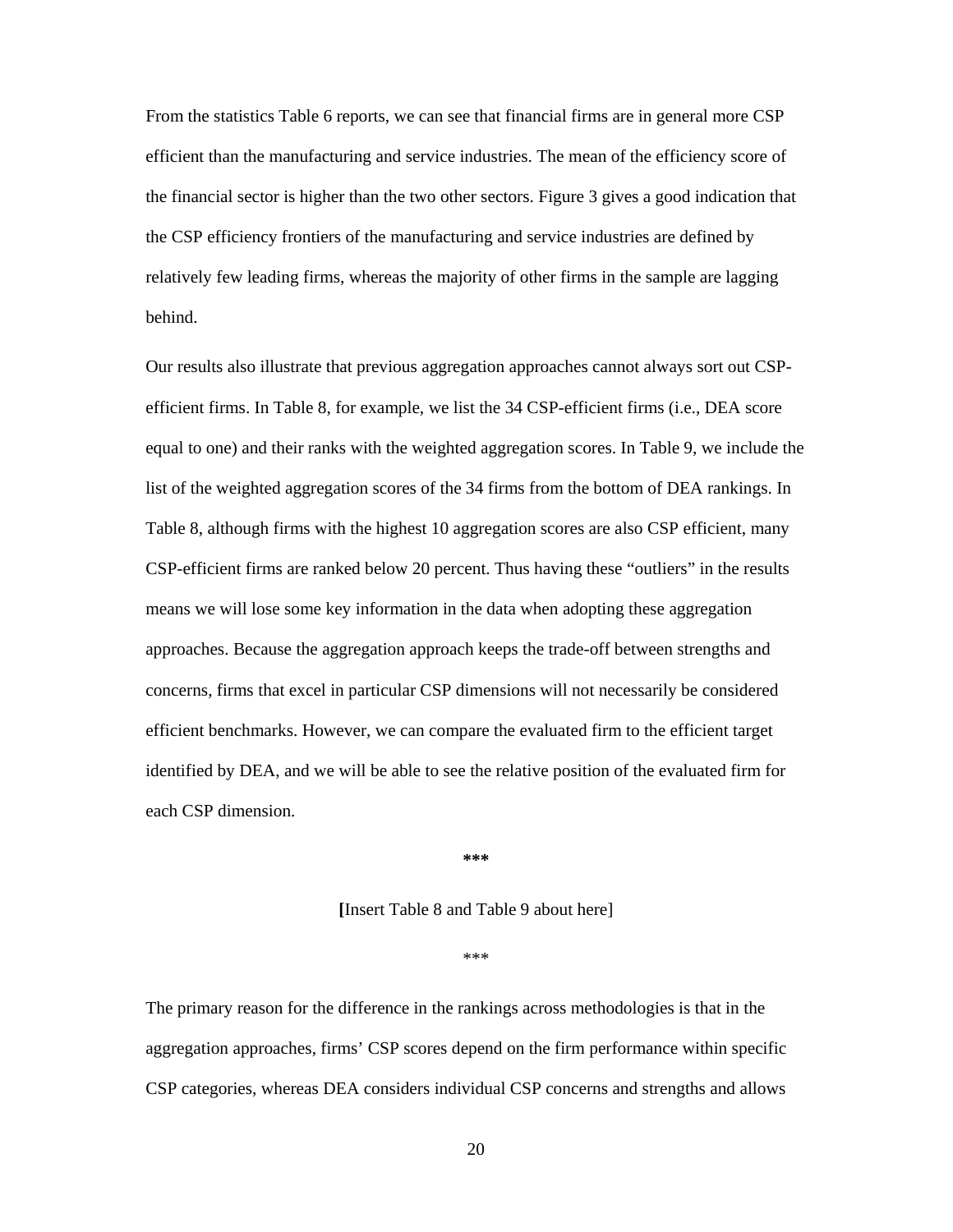From the statistics Table 6 reports, we can see that financial firms are in general more CSP efficient than the manufacturing and service industries. The mean of the efficiency score of the financial sector is higher than the two other sectors. Figure 3 gives a good indication that the CSP efficiency frontiers of the manufacturing and service industries are defined by relatively few leading firms, whereas the majority of other firms in the sample are lagging behind.

Our results also illustrate that previous aggregation approaches cannot always sort out CSP-efficient firms. In Table 8, for example, we list the 34 CSP-efficient firms (i.e., DEA score equal to one) and their ranks with the weighted aggregation scores. In Table 9, we include the list of the weighted aggregation scores of the 34 firms from the bottom of DEA rankings. In Table 8, although firms with the highest 10 aggregation scores are also CSP efficient, many CSP-efficient firms are ranked below 20 percent. Thus having these "outliers" in the results means we will lose some key information in the data when adopting these aggregation approaches. Because the aggregation approach keeps the trade-off between strengths and concerns, firms that excel in particular CSP dimensions will not necessarily be considered efficient benchmarks. However, we can compare the evaluated firm to the efficient target identified by DEA, and we will be able to see the relative position of the evaluated firm for each CSP dimension.

**\*\*\***

**[**Insert Table 8 and Table 9 about here]

\*\*\*

The primary reason for the difference in the rankings across methodologies is that in the aggregation approaches, firms' CSP scores depend on the firm performance within specific CSP categories, whereas DEA considers individual CSP concerns and strengths and allows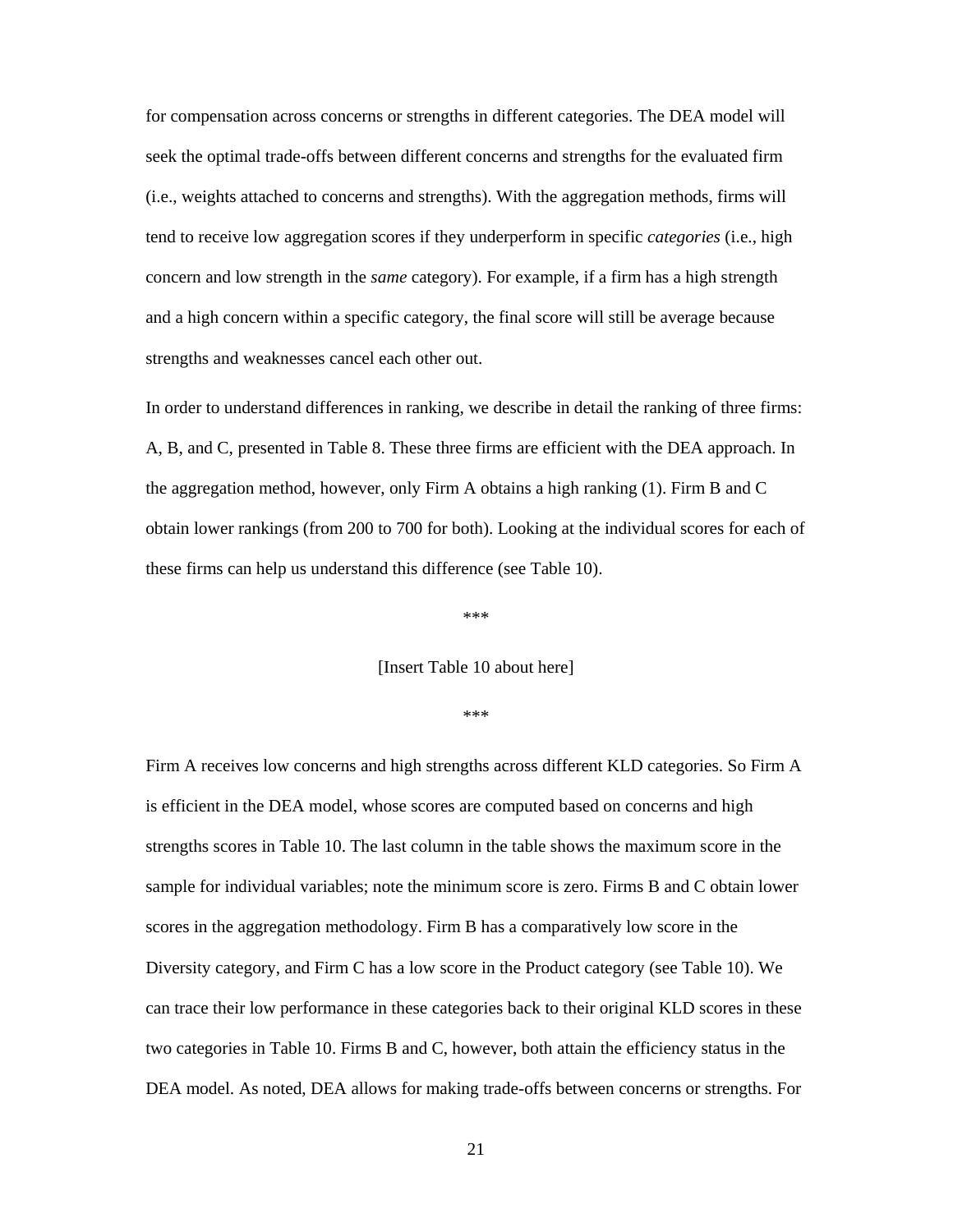for compensation across concerns or strengths in different categories. The DEA model will seek the optimal trade-offs between different concerns and strengths for the evaluated firm (i.e., weights attached to concerns and strengths). With the aggregation methods, firms will tend to receive low aggregation scores if they underperform in specific *categories* (i.e., high concern and low strength in the *same* category). For example, if a firm has a high strength and a high concern within a specific category, the final score will still be average because strengths and weaknesses cancel each other out.

In order to understand differences in ranking, we describe in detail the ranking of three firms: A, B, and C, presented in Table 8. These three firms are efficient with the DEA approach. In the aggregation method, however, only Firm A obtains a high ranking (1). Firm B and C obtain lower rankings (from 200 to 700 for both). Looking at the individual scores for each of these firms can help us understand this difference (see Table 10).

***

[Insert Table 10 about here]

***

Firm A receives low concerns and high strengths across different KLD categories. So Firm A is efficient in the DEA model, whose scores are computed based on concerns and high strengths scores in Table 10. The last column in the table shows the maximum score in the sample for individual variables; note the minimum score is zero. Firms B and C obtain lower scores in the aggregation methodology. Firm B has a comparatively low score in the Diversity category, and Firm C has a low score in the Product category (see Table 10). We can trace their low performance in these categories back to their original KLD scores in these two categories in Table 10. Firms B and C, however, both attain the efficiency status in the DEA model. As noted, DEA allows for making trade-offs between concerns or strengths. For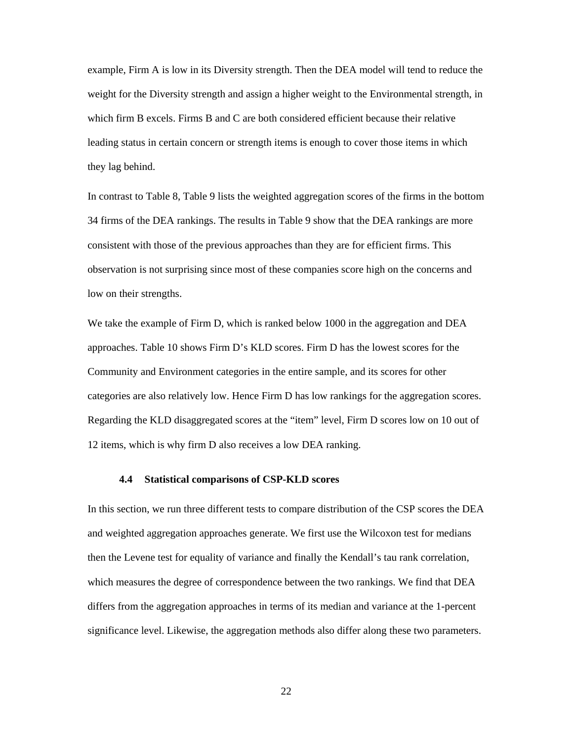example, Firm A is low in its Diversity strength. Then the DEA model will tend to reduce the weight for the Diversity strength and assign a higher weight to the Environmental strength, in which firm B excels. Firms B and C are both considered efficient because their relative leading status in certain concern or strength items is enough to cover those items in which they lag behind.

In contrast to Table 8, Table 9 lists the weighted aggregation scores of the firms in the bottom 34 firms of the DEA rankings. The results in Table 9 show that the DEA rankings are more consistent with those of the previous approaches than they are for efficient firms. This observation is not surprising since most of these companies score high on the concerns and low on their strengths.

We take the example of Firm D, which is ranked below 1000 in the aggregation and DEA approaches. Table 10 shows Firm D's KLD scores. Firm D has the lowest scores for the Community and Environment categories in the entire sample, and its scores for other categories are also relatively low. Hence Firm D has low rankings for the aggregation scores. Regarding the KLD disaggregated scores at the "item" level, Firm D scores low on 10 out of 12 items, which is why firm D also receives a low DEA ranking.

### 4.4 Statistical comparisons of CSP-KLD scores

In this section, we run three different tests to compare distribution of the CSP scores the DEA and weighted aggregation approaches generate. We first use the Wilcoxon test for medians then the Levene test for equality of variance and finally the Kendall's tau rank correlation, which measures the degree of correspondence between the two rankings. We find that DEA differs from the aggregation approaches in terms of its median and variance at the 1-percent significance level. Likewise, the aggregation methods also differ along these two parameters.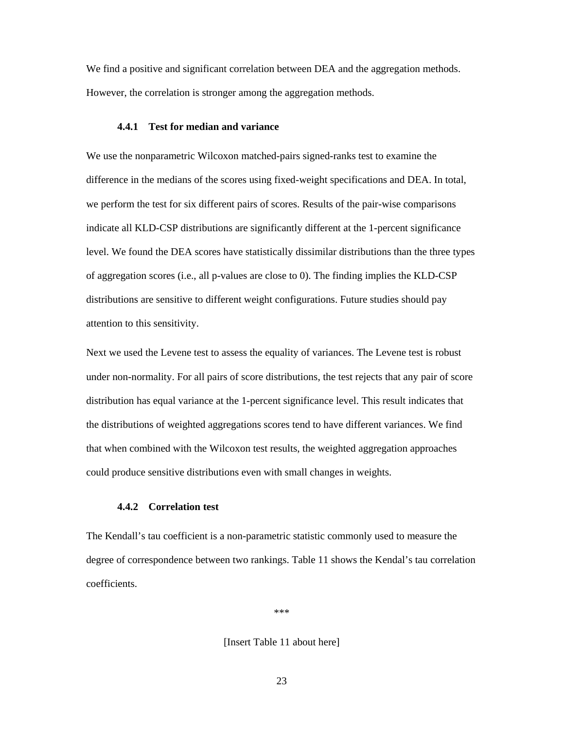We find a positive and significant correlation between DEA and the aggregation methods. However, the correlation is stronger among the aggregation methods.

#### 4.4.1 Test for median and variance

We use the nonparametric Wilcoxon matched-pairs signed-ranks test to examine the difference in the medians of the scores using fixed-weight specifications and DEA. In total, we perform the test for six different pairs of scores. Results of the pair-wise comparisons indicate all KLD-CSP distributions are significantly different at the 1-percent significance level. We found the DEA scores have statistically dissimilar distributions than the three types of aggregation scores (i.e., all p-values are close to 0). The finding implies the KLD-CSP distributions are sensitive to different weight configurations. Future studies should pay attention to this sensitivity.

Next we used the Levene test to assess the equality of variances. The Levene test is robust under non-normality. For all pairs of score distributions, the test rejects that any pair of score distribution has equal variance at the 1-percent significance level. This result indicates that the distributions of weighted aggregations scores tend to have different variances. We find that when combined with the Wilcoxon test results, the weighted aggregation approaches could produce sensitive distributions even with small changes in weights.

#### 4.4.2 Correlation test

The Kendall's tau coefficient is a non-parametric statistic commonly used to measure the degree of correspondence between two rankings. Table 11 shows the Kendal's tau correlation coefficients.

***

[Insert Table 11 about here]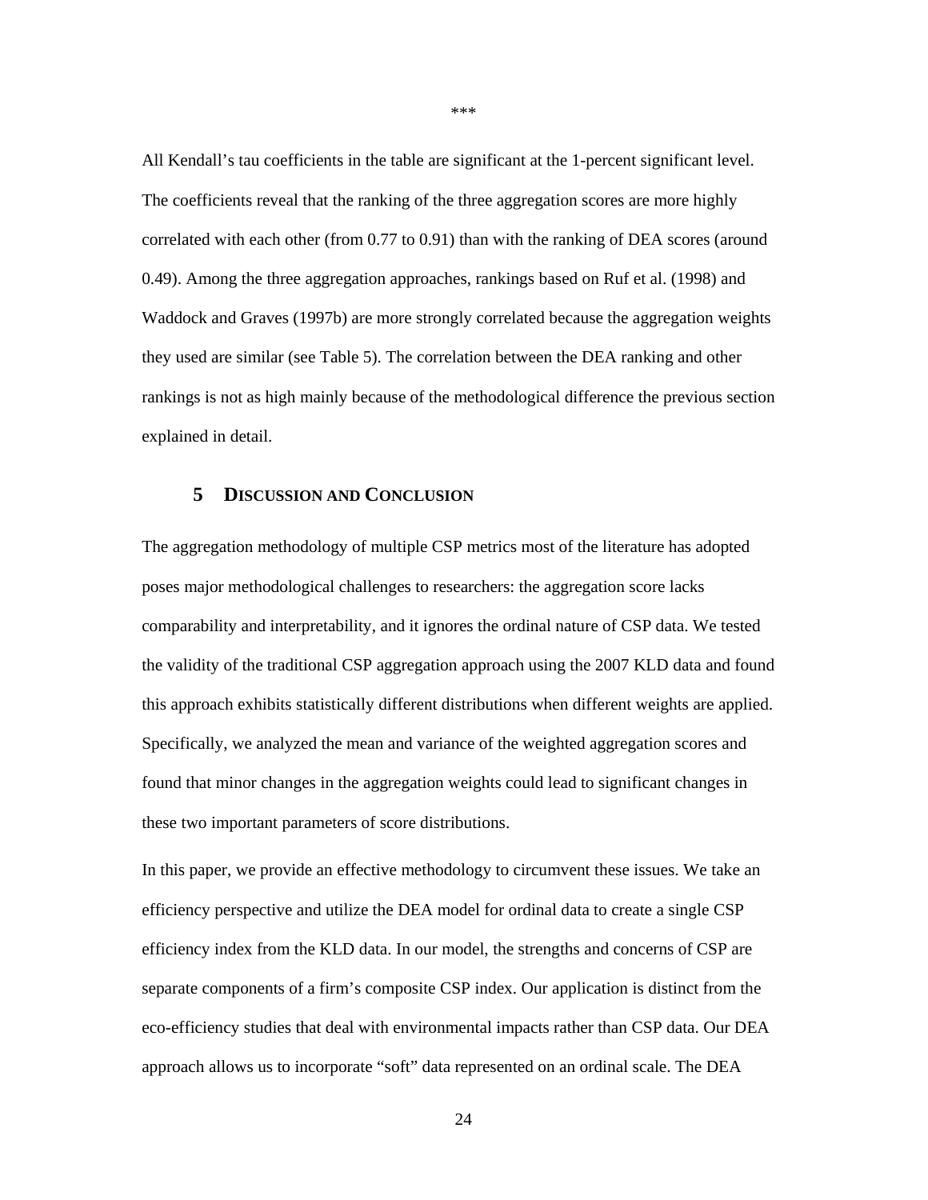\*\*\*

All Kendall's tau coefficients in the table are significant at the 1-percent significant level. The coefficients reveal that the ranking of the three aggregation scores are more highly correlated with each other (from 0.77 to 0.91) than with the ranking of DEA scores (around 0.49). Among the three aggregation approaches, rankings based on Ruf et al. (1998) and Waddock and Graves (1997b) are more strongly correlated because the aggregation weights they used are similar (see Table 5). The correlation between the DEA ranking and other rankings is not as high mainly because of the methodological difference the previous section explained in detail.

## 5 DISCUSSION AND CONCLUSION

The aggregation methodology of multiple CSP metrics most of the literature has adopted poses major methodological challenges to researchers: the aggregation score lacks comparability and interpretability, and it ignores the ordinal nature of CSP data. We tested the validity of the traditional CSP aggregation approach using the 2007 KLD data and found this approach exhibits statistically different distributions when different weights are applied. Specifically, we analyzed the mean and variance of the weighted aggregation scores and found that minor changes in the aggregation weights could lead to significant changes in these two important parameters of score distributions.

In this paper, we provide an effective methodology to circumvent these issues. We take an efficiency perspective and utilize the DEA model for ordinal data to create a single CSP efficiency index from the KLD data. In our model, the strengths and concerns of CSP are separate components of a firm's composite CSP index. Our application is distinct from the eco-efficiency studies that deal with environmental impacts rather than CSP data. Our DEA approach allows us to incorporate "soft" data represented on an ordinal scale. The DEA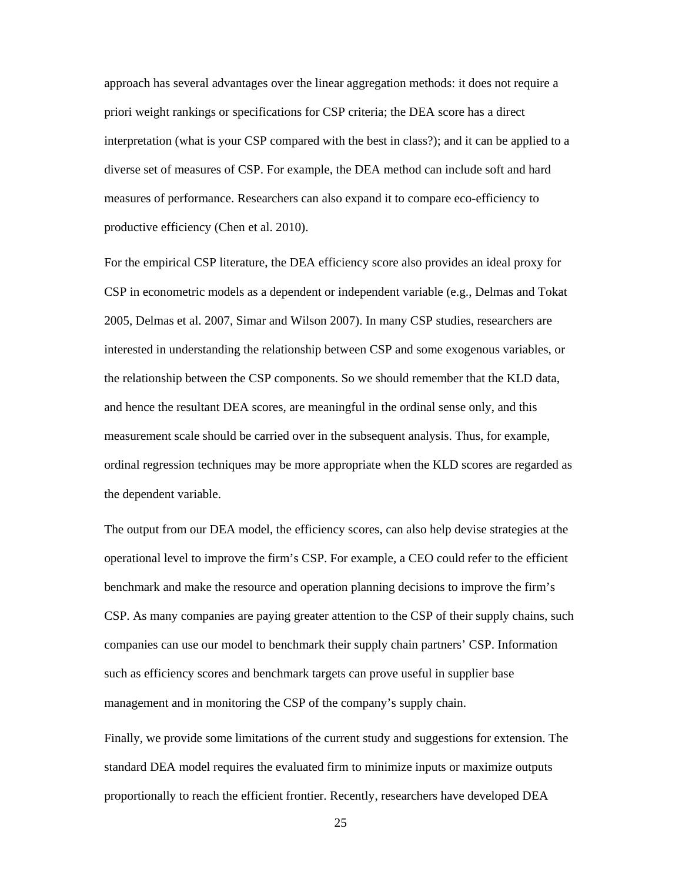approach has several advantages over the linear aggregation methods: it does not require a priori weight rankings or specifications for CSP criteria; the DEA score has a direct interpretation (what is your CSP compared with the best in class?); and it can be applied to a diverse set of measures of CSP. For example, the DEA method can include soft and hard measures of performance. Researchers can also expand it to compare eco-efficiency to productive efficiency (Chen et al. 2010).

For the empirical CSP literature, the DEA efficiency score also provides an ideal proxy for CSP in econometric models as a dependent or independent variable (e.g., Delmas and Tokat 2005, Delmas et al. 2007, Simar and Wilson 2007). In many CSP studies, researchers are interested in understanding the relationship between CSP and some exogenous variables, or the relationship between the CSP components. So we should remember that the KLD data, and hence the resultant DEA scores, are meaningful in the ordinal sense only, and this measurement scale should be carried over in the subsequent analysis. Thus, for example, ordinal regression techniques may be more appropriate when the KLD scores are regarded as the dependent variable.

The output from our DEA model, the efficiency scores, can also help devise strategies at the operational level to improve the firm's CSP. For example, a CEO could refer to the efficient benchmark and make the resource and operation planning decisions to improve the firm's CSP. As many companies are paying greater attention to the CSP of their supply chains, such companies can use our model to benchmark their supply chain partners' CSP. Information such as efficiency scores and benchmark targets can prove useful in supplier base management and in monitoring the CSP of the company's supply chain.

Finally, we provide some limitations of the current study and suggestions for extension. The standard DEA model requires the evaluated firm to minimize inputs or maximize outputs proportionally to reach the efficient frontier. Recently, researchers have developed DEA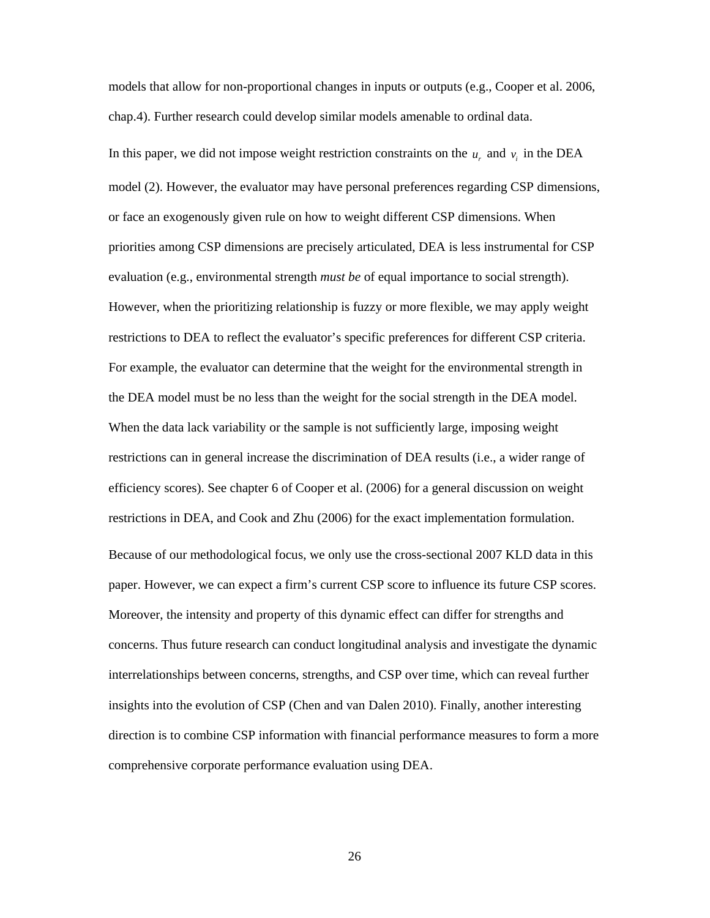models that allow for non-proportional changes in inputs or outputs (e.g., Cooper et al. 2006, chap.4). Further research could develop similar models amenable to ordinal data.

In this paper, we did not impose weight restriction constraints on the $u_r$ and $v_i$ in the DEA model (2). However, the evaluator may have personal preferences regarding CSP dimensions, or face an exogenously given rule on how to weight different CSP dimensions. When priorities among CSP dimensions are precisely articulated, DEA is less instrumental for CSP evaluation (e.g., environmental strength *must be* of equal importance to social strength). However, when the prioritizing relationship is fuzzy or more flexible, we may apply weight restrictions to DEA to reflect the evaluator's specific preferences for different CSP criteria. For example, the evaluator can determine that the weight for the environmental strength in the DEA model must be no less than the weight for the social strength in the DEA model. When the data lack variability or the sample is not sufficiently large, imposing weight restrictions can in general increase the discrimination of DEA results (i.e., a wider range of efficiency scores). See chapter 6 of Cooper et al. (2006) for a general discussion on weight restrictions in DEA, and Cook and Zhu (2006) for the exact implementation formulation.

Because of our methodological focus, we only use the cross-sectional 2007 KLD data in this paper. However, we can expect a firm's current CSP score to influence its future CSP scores. Moreover, the intensity and property of this dynamic effect can differ for strengths and concerns. Thus future research can conduct longitudinal analysis and investigate the dynamic interrelationships between concerns, strengths, and CSP over time, which can reveal further insights into the evolution of CSP (Chen and van Dalen 2010). Finally, another interesting direction is to combine CSP information with financial performance measures to form a more comprehensive corporate performance evaluation using DEA.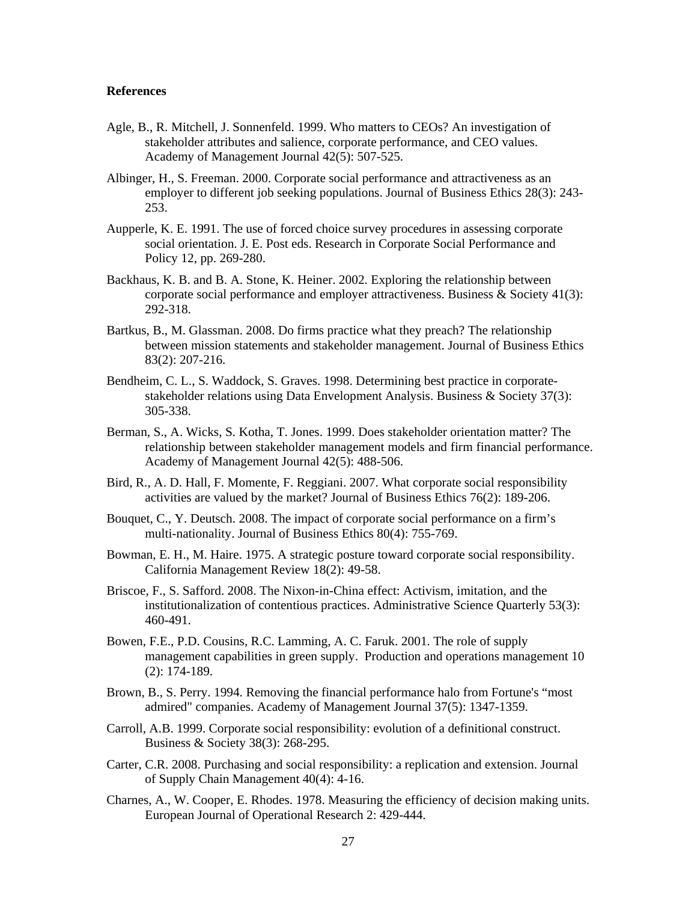**References**

Agle, B., R. Mitchell, J. Sonnenfeld. 1999. Who matters to CEOs? An investigation of stakeholder attributes and salience, corporate performance, and CEO values. Academy of Management Journal 42(5): 507-525.

Albinger, H., S. Freeman. 2000. Corporate social performance and attractiveness as an employer to different job seeking populations. Journal of Business Ethics 28(3): 243-253.

Aupperle, K. E. 1991. The use of forced choice survey procedures in assessing corporate social orientation. J. E. Post eds. Research in Corporate Social Performance and Policy 12, pp. 269-280.

Backhaus, K. B. and B. A. Stone, K. Heiner. 2002. Exploring the relationship between corporate social performance and employer attractiveness. Business & Society 41(3): 292-318.

Bartkus, B., M. Glassman. 2008. Do firms practice what they preach? The relationship between mission statements and stakeholder management. Journal of Business Ethics 83(2): 207-216.

Bendheim, C. L., S. Waddock, S. Graves. 1998. Determining best practice in corporate-stakeholder relations using Data Envelopment Analysis. Business & Society 37(3): 305-338.

Berman, S., A. Wicks, S. Kotha, T. Jones. 1999. Does stakeholder orientation matter? The relationship between stakeholder management models and firm financial performance. Academy of Management Journal 42(5): 488-506.

Bird, R., A. D. Hall, F. Momente, F. Reggiani. 2007. What corporate social responsibility activities are valued by the market? Journal of Business Ethics 76(2): 189-206.

Bouquet, C., Y. Deutsch. 2008. The impact of corporate social performance on a firm's multi-nationality. Journal of Business Ethics 80(4): 755-769.

Bowman, E. H., M. Haire. 1975. A strategic posture toward corporate social responsibility. California Management Review 18(2): 49-58.

Briscoe, F., S. Safford. 2008. The Nixon-in-China effect: Activism, imitation, and the institutionalization of contentious practices. Administrative Science Quarterly 53(3): 460-491.

Bowen, F.E., P.D. Cousins, R.C. Lamming, A. C. Faruk. 2001. The role of supply management capabilities in green supply. Production and operations management 10 (2): 174-189.

Brown, B., S. Perry. 1994. Removing the financial performance halo from Fortune's "most admired" companies. Academy of Management Journal 37(5): 1347-1359.

Carroll, A.B. 1999. Corporate social responsibility: evolution of a definitional construct. Business & Society 38(3): 268-295.

Carter, C.R. 2008. Purchasing and social responsibility: a replication and extension. Journal of Supply Chain Management 40(4): 4-16.

Charnes, A., W. Cooper, E. Rhodes. 1978. Measuring the efficiency of decision making units. European Journal of Operational Research 2: 429-444.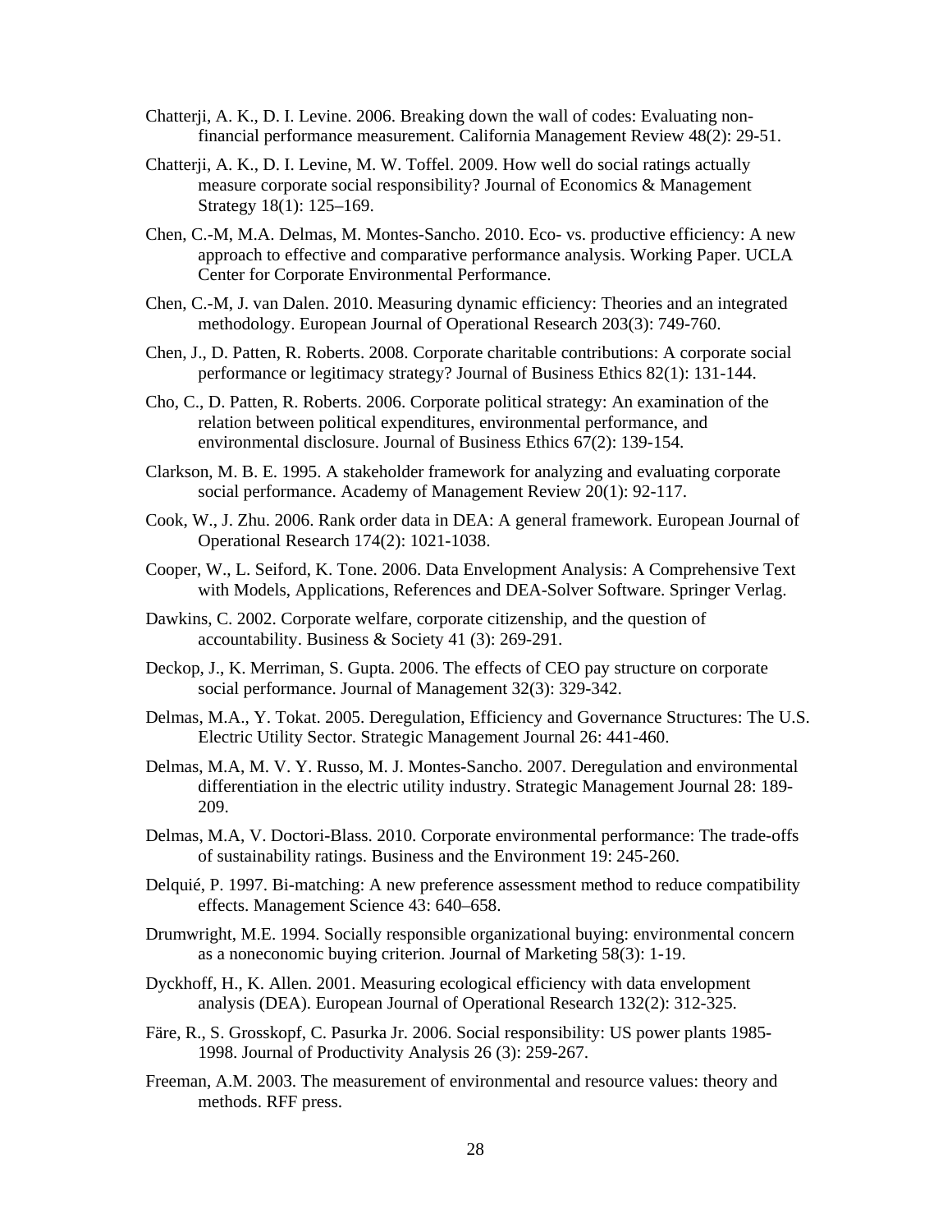Chatterji, A. K., D. I. Levine. 2006. Breaking down the wall of codes: Evaluating non-financial performance measurement. California Management Review 48(2): 29-51.

Chatterji, A. K., D. I. Levine, M. W. Toffel. 2009. How well do social ratings actually measure corporate social responsibility? Journal of Economics & Management Strategy 18(1): 125–169.

Chen, C.-M, M.A. Delmas, M. Montes-Sancho. 2010. Eco- vs. productive efficiency: A new approach to effective and comparative performance analysis. Working Paper. UCLA Center for Corporate Environmental Performance.

Chen, C.-M, J. van Dalen. 2010. Measuring dynamic efficiency: Theories and an integrated methodology. European Journal of Operational Research 203(3): 749-760.

Chen, J., D. Patten, R. Roberts. 2008. Corporate charitable contributions: A corporate social performance or legitimacy strategy? Journal of Business Ethics 82(1): 131-144.

Cho, C., D. Patten, R. Roberts. 2006. Corporate political strategy: An examination of the relation between political expenditures, environmental performance, and environmental disclosure. Journal of Business Ethics 67(2): 139-154.

Clarkson, M. B. E. 1995. A stakeholder framework for analyzing and evaluating corporate social performance. Academy of Management Review 20(1): 92-117.

Cook, W., J. Zhu. 2006. Rank order data in DEA: A general framework. European Journal of Operational Research 174(2): 1021-1038.

Cooper, W., L. Seiford, K. Tone. 2006. Data Envelopment Analysis: A Comprehensive Text with Models, Applications, References and DEA-Solver Software. Springer Verlag.

Dawkins, C. 2002. Corporate welfare, corporate citizenship, and the question of accountability. Business & Society 41 (3): 269-291.

Deckop, J., K. Merriman, S. Gupta. 2006. The effects of CEO pay structure on corporate social performance. Journal of Management 32(3): 329-342.

Delmas, M.A., Y. Tokat. 2005. Deregulation, Efficiency and Governance Structures: The U.S. Electric Utility Sector. Strategic Management Journal 26: 441-460.

Delmas, M.A, M. V. Y. Russo, M. J. Montes-Sancho. 2007. Deregulation and environmental differentiation in the electric utility industry. Strategic Management Journal 28: 189-209.

Delmas, M.A, V. Doctori-Blass. 2010. Corporate environmental performance: The trade-offs of sustainability ratings. Business and the Environment 19: 245-260.

Delquié, P. 1997. Bi-matching: A new preference assessment method to reduce compatibility effects. Management Science 43: 640–658.

Drumwright, M.E. 1994. Socially responsible organizational buying: environmental concern as a noneconomic buying criterion. Journal of Marketing 58(3): 1-19.

Dyckhoff, H., K. Allen. 2001. Measuring ecological efficiency with data envelopment analysis (DEA). European Journal of Operational Research 132(2): 312-325.

Färe, R., S. Grosskopf, C. Pasurka Jr. 2006. Social responsibility: US power plants 1985-1998. Journal of Productivity Analysis 26 (3): 259-267.

Freeman, A.M. 2003. The measurement of environmental and resource values: theory and methods. RFF press.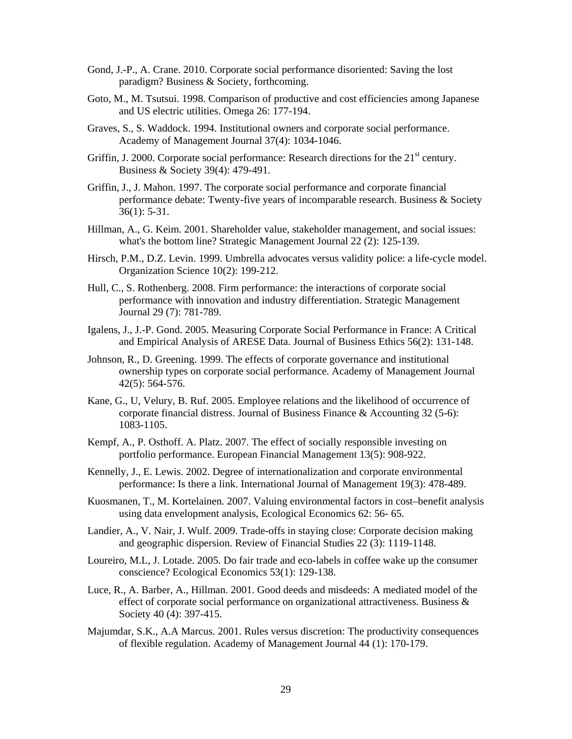Gond, J.-P., A. Crane. 2010. Corporate social performance disoriented: Saving the lost paradigm? Business & Society, forthcoming.

Goto, M., M. Tsutsui. 1998. Comparison of productive and cost efficiencies among Japanese and US electric utilities. Omega 26: 177-194.

Graves, S., S. Waddock. 1994. Institutional owners and corporate social performance. Academy of Management Journal 37(4): 1034-1046.

Griffin, J. 2000. Corporate social performance: Research directions for the 21st century. Business & Society 39(4): 479-491.

Griffin, J., J. Mahon. 1997. The corporate social performance and corporate financial performance debate: Twenty-five years of incomparable research. Business & Society 36(1): 5-31.

Hillman, A., G. Keim. 2001. Shareholder value, stakeholder management, and social issues: what's the bottom line? Strategic Management Journal 22 (2): 125-139.

Hirsch, P.M., D.Z. Levin. 1999. Umbrella advocates versus validity police: a life-cycle model. Organization Science 10(2): 199-212.

Hull, C., S. Rothenberg. 2008. Firm performance: the interactions of corporate social performance with innovation and industry differentiation. Strategic Management Journal 29 (7): 781-789.

Igalens, J., J.-P. Gond. 2005. Measuring Corporate Social Performance in France: A Critical and Empirical Analysis of ARESE Data. Journal of Business Ethics 56(2): 131-148.

Johnson, R., D. Greening. 1999. The effects of corporate governance and institutional ownership types on corporate social performance. Academy of Management Journal 42(5): 564-576.

Kane, G., U, Velury, B. Ruf. 2005. Employee relations and the likelihood of occurrence of corporate financial distress. Journal of Business Finance & Accounting 32 (5-6): 1083-1105.

Kempf, A., P. Osthoff. A. Platz. 2007. The effect of socially responsible investing on portfolio performance. European Financial Management 13(5): 908-922.

Kennelly, J., E. Lewis. 2002. Degree of internationalization and corporate environmental performance: Is there a link. International Journal of Management 19(3): 478-489.

Kuosmanen, T., M. Kortelainen. 2007. Valuing environmental factors in cost–benefit analysis using data envelopment analysis, Ecological Economics 62: 56- 65.

Landier, A., V. Nair, J. Wulf. 2009. Trade-offs in staying close: Corporate decision making and geographic dispersion. Review of Financial Studies 22 (3): 1119-1148.

Loureiro, M.L, J. Lotade. 2005. Do fair trade and eco-labels in coffee wake up the consumer conscience? Ecological Economics 53(1): 129-138.

Luce, R., A. Barber, A., Hillman. 2001. Good deeds and misdeeds: A mediated model of the effect of corporate social performance on organizational attractiveness. Business & Society 40 (4): 397-415.

Majumdar, S.K., A.A Marcus. 2001. Rules versus discretion: The productivity consequences of flexible regulation. Academy of Management Journal 44 (1): 170-179.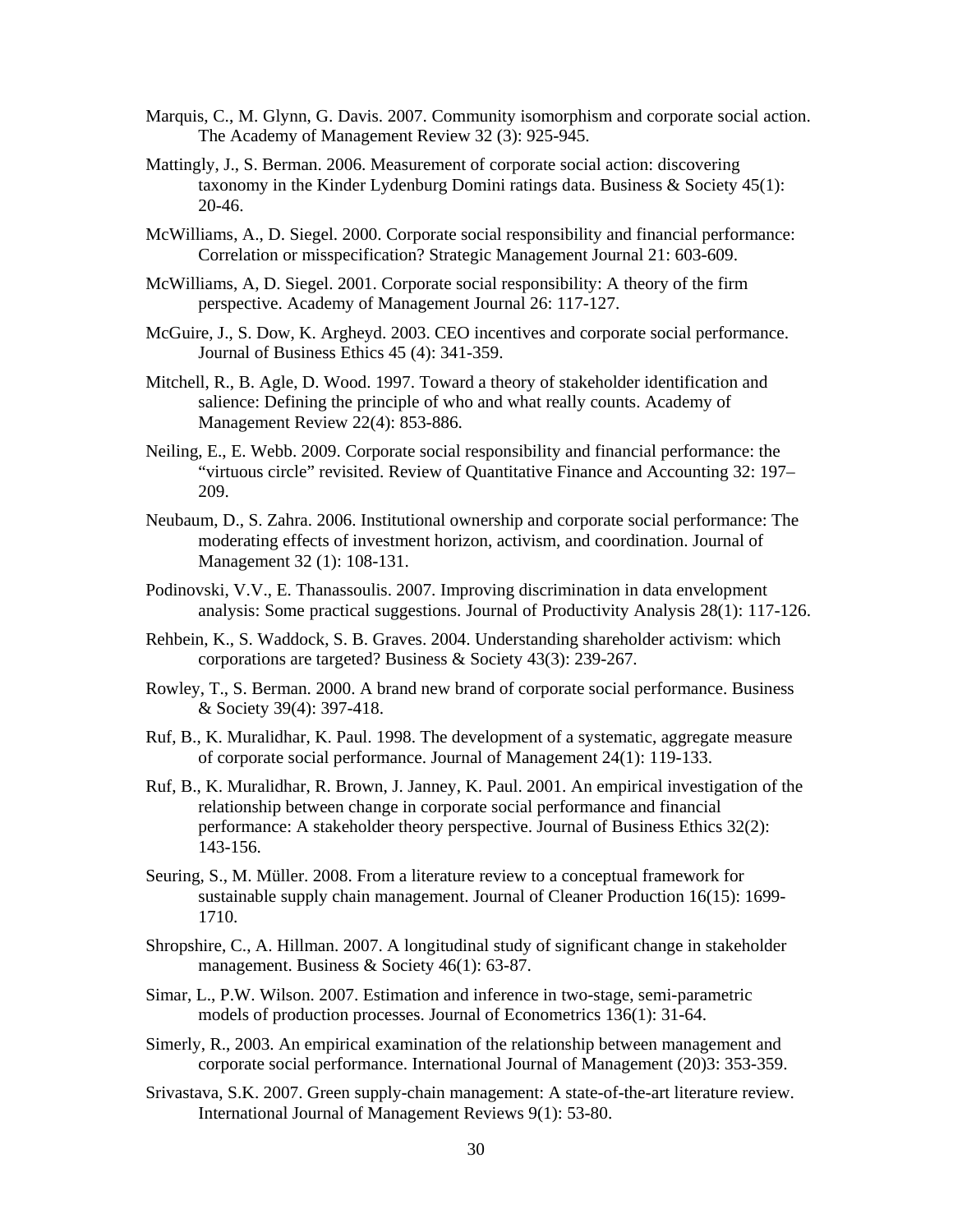Marquis, C., M. Glynn, G. Davis. 2007. Community isomorphism and corporate social action. The Academy of Management Review 32 (3): 925-945.

Mattingly, J., S. Berman. 2006. Measurement of corporate social action: discovering taxonomy in the Kinder Lydenburg Domini ratings data. Business & Society 45(1): 20-46.

McWilliams, A., D. Siegel. 2000. Corporate social responsibility and financial performance: Correlation or misspecification? Strategic Management Journal 21: 603-609.

McWilliams, A, D. Siegel. 2001. Corporate social responsibility: A theory of the firm perspective. Academy of Management Journal 26: 117-127.

McGuire, J., S. Dow, K. Argheyd. 2003. CEO incentives and corporate social performance. Journal of Business Ethics 45 (4): 341-359.

Mitchell, R., B. Agle, D. Wood. 1997. Toward a theory of stakeholder identification and salience: Defining the principle of who and what really counts. Academy of Management Review 22(4): 853-886.

Neiling, E., E. Webb. 2009. Corporate social responsibility and financial performance: the "virtuous circle" revisited. Review of Quantitative Finance and Accounting 32: 197–209.

Neubaum, D., S. Zahra. 2006. Institutional ownership and corporate social performance: The moderating effects of investment horizon, activism, and coordination. Journal of Management 32 (1): 108-131.

Podinovski, V.V., E. Thanassoulis. 2007. Improving discrimination in data envelopment analysis: Some practical suggestions. Journal of Productivity Analysis 28(1): 117-126.

Rehbein, K., S. Waddock, S. B. Graves. 2004. Understanding shareholder activism: which corporations are targeted? Business & Society 43(3): 239-267.

Rowley, T., S. Berman. 2000. A brand new brand of corporate social performance. Business & Society 39(4): 397-418.

Ruf, B., K. Muralidhar, K. Paul. 1998. The development of a systematic, aggregate measure of corporate social performance. Journal of Management 24(1): 119-133.

Ruf, B., K. Muralidhar, R. Brown, J. Janney, K. Paul. 2001. An empirical investigation of the relationship between change in corporate social performance and financial performance: A stakeholder theory perspective. Journal of Business Ethics 32(2): 143-156.

Seuring, S., M. Müller. 2008. From a literature review to a conceptual framework for sustainable supply chain management. Journal of Cleaner Production 16(15): 1699-1710.

Shropshire, C., A. Hillman. 2007. A longitudinal study of significant change in stakeholder management. Business & Society 46(1): 63-87.

Simar, L., P.W. Wilson. 2007. Estimation and inference in two-stage, semi-parametric models of production processes. Journal of Econometrics 136(1): 31-64.

Simerly, R., 2003. An empirical examination of the relationship between management and corporate social performance. International Journal of Management (20)3: 353-359.

Srivastava, S.K. 2007. Green supply-chain management: A state-of-the-art literature review. International Journal of Management Reviews 9(1): 53-80.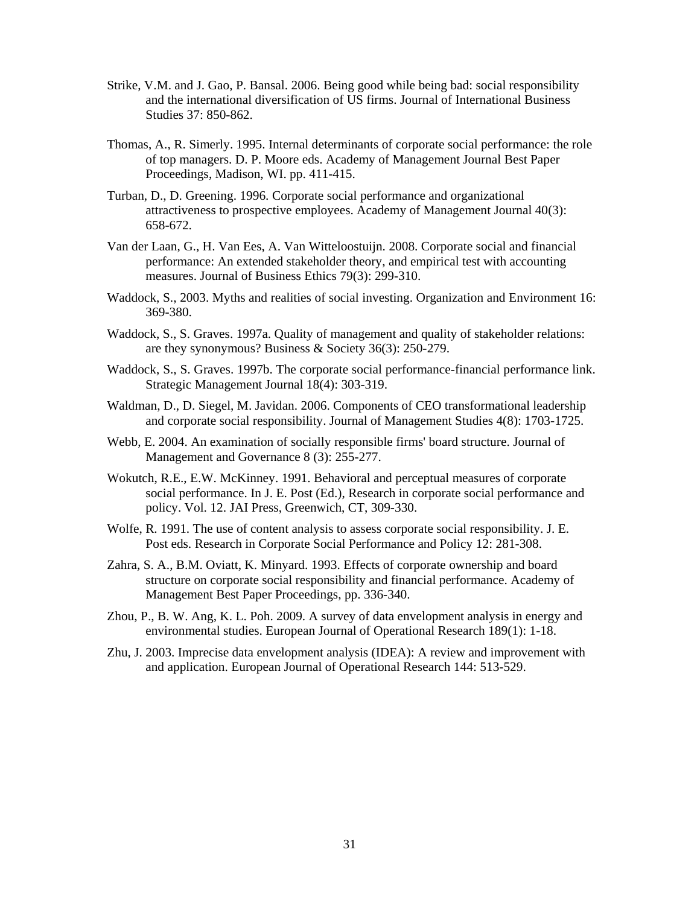Strike, V.M. and J. Gao, P. Bansal. 2006. Being good while being bad: social responsibility and the international diversification of US firms. Journal of International Business Studies 37: 850-862.

Thomas, A., R. Simerly. 1995. Internal determinants of corporate social performance: the role of top managers. D. P. Moore eds. Academy of Management Journal Best Paper Proceedings, Madison, WI. pp. 411-415.

Turban, D., D. Greening. 1996. Corporate social performance and organizational attractiveness to prospective employees. Academy of Management Journal 40(3): 658-672.

Van der Laan, G., H. Van Ees, A. Van Witteloostuijn. 2008. Corporate social and financial performance: An extended stakeholder theory, and empirical test with accounting measures. Journal of Business Ethics 79(3): 299-310.

Waddock, S., 2003. Myths and realities of social investing. Organization and Environment 16: 369-380.

Waddock, S., S. Graves. 1997a. Quality of management and quality of stakeholder relations: are they synonymous? Business & Society 36(3): 250-279.

Waddock, S., S. Graves. 1997b. The corporate social performance-financial performance link. Strategic Management Journal 18(4): 303-319.

Waldman, D., D. Siegel, M. Javidan. 2006. Components of CEO transformational leadership and corporate social responsibility. Journal of Management Studies 4(8): 1703-1725.

Webb, E. 2004. An examination of socially responsible firms' board structure. Journal of Management and Governance 8 (3): 255-277.

Wokutch, R.E., E.W. McKinney. 1991. Behavioral and perceptual measures of corporate social performance. In J. E. Post (Ed.), Research in corporate social performance and policy. Vol. 12. JAI Press, Greenwich, CT, 309-330.

Wolfe, R. 1991. The use of content analysis to assess corporate social responsibility. J. E. Post eds. Research in Corporate Social Performance and Policy 12: 281-308.

Zahra, S. A., B.M. Oviatt, K. Minyard. 1993. Effects of corporate ownership and board structure on corporate social responsibility and financial performance. Academy of Management Best Paper Proceedings, pp. 336-340.

Zhou, P., B. W. Ang, K. L. Poh. 2009. A survey of data envelopment analysis in energy and environmental studies. European Journal of Operational Research 189(1): 1-18.

Zhu, J. 2003. Imprecise data envelopment analysis (IDEA): A review and improvement with and application. European Journal of Operational Research 144: 513-529.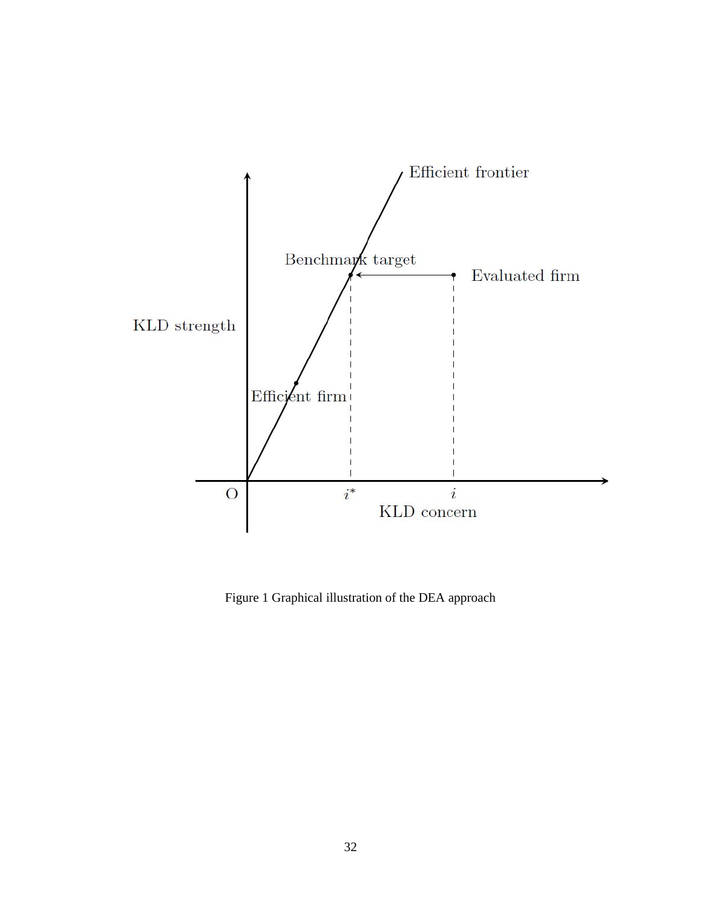Figure 1 Graphical illustration of the DEA approach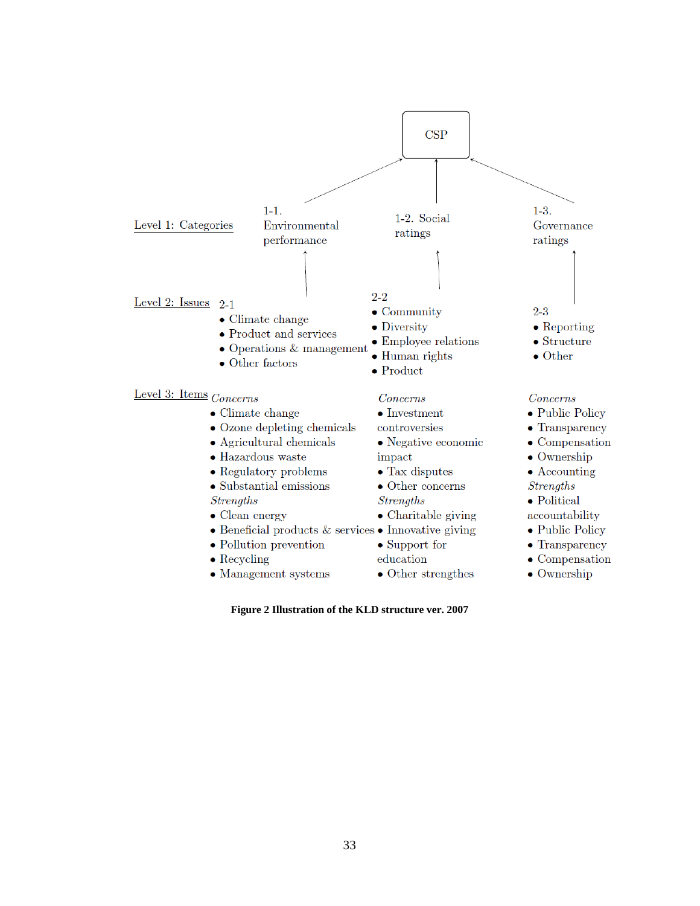CSP

**Level 1: Categories**

1-1. Environmental performance

1-2. Social ratings

1-3. Governance ratings

**Level 2: Issues**

2-1
- Climate change
- Product and services
- Operations & management
- Other factors

2-2
- Community
- Diversity
- Employee relations
- Human rights
- Product

2-3
- Reporting
- Structure
- Other

**Level 3: Items**

*Concerns*
- Climate change
- Ozone depleting chemicals
- Agricultural chemicals
- Hazardous waste
- Regulatory problems
- Substantial emissions

*Strengths*
- Clean energy
- Beneficial products & services
- Pollution prevention
- Recycling
- Management systems

*Concerns*
- Investment controversies
- Negative economic impact
- Tax disputes
- Other concerns

*Strengths*
- Charitable giving
- Innovative giving
- Support for education
- Other strengthes

*Concerns*
- Public Policy
- Transparency
- Compensation
- Ownership
- Accounting

*Strengths*
- Political accountability
- Public Policy
- Transparency
- Compensation
- Ownership

**Figure 2 Illustration of the KLD structure ver. 2007**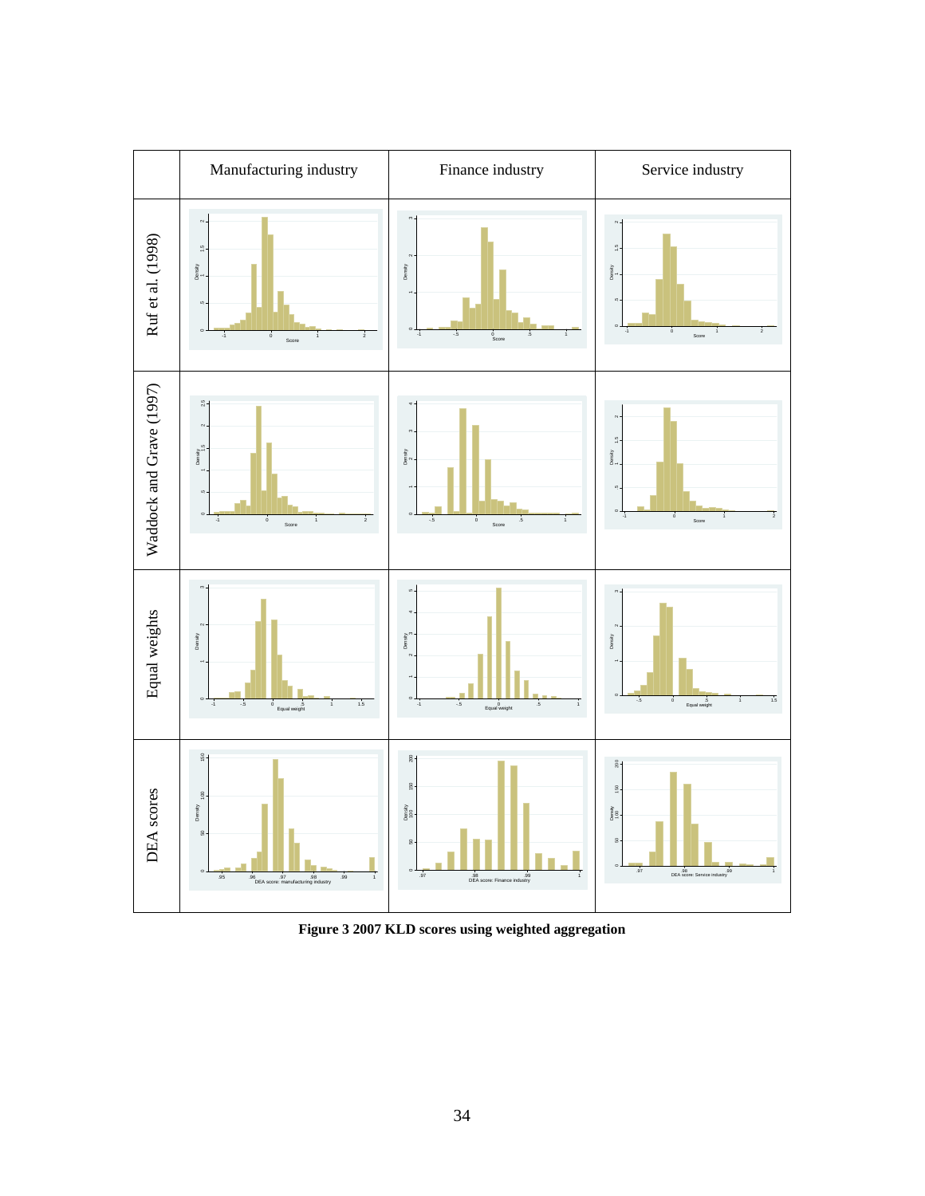| | Manufacturing industry | Finance industry | Service industry |
|---|---|---|---|
| Ruf et al. (1998) | | | |
| Waddock and Grave (1997) | | | |
| Equal weights | | | |
| DEA scores | | | |

**Figure 3 2007 KLD scores using weighted aggregation**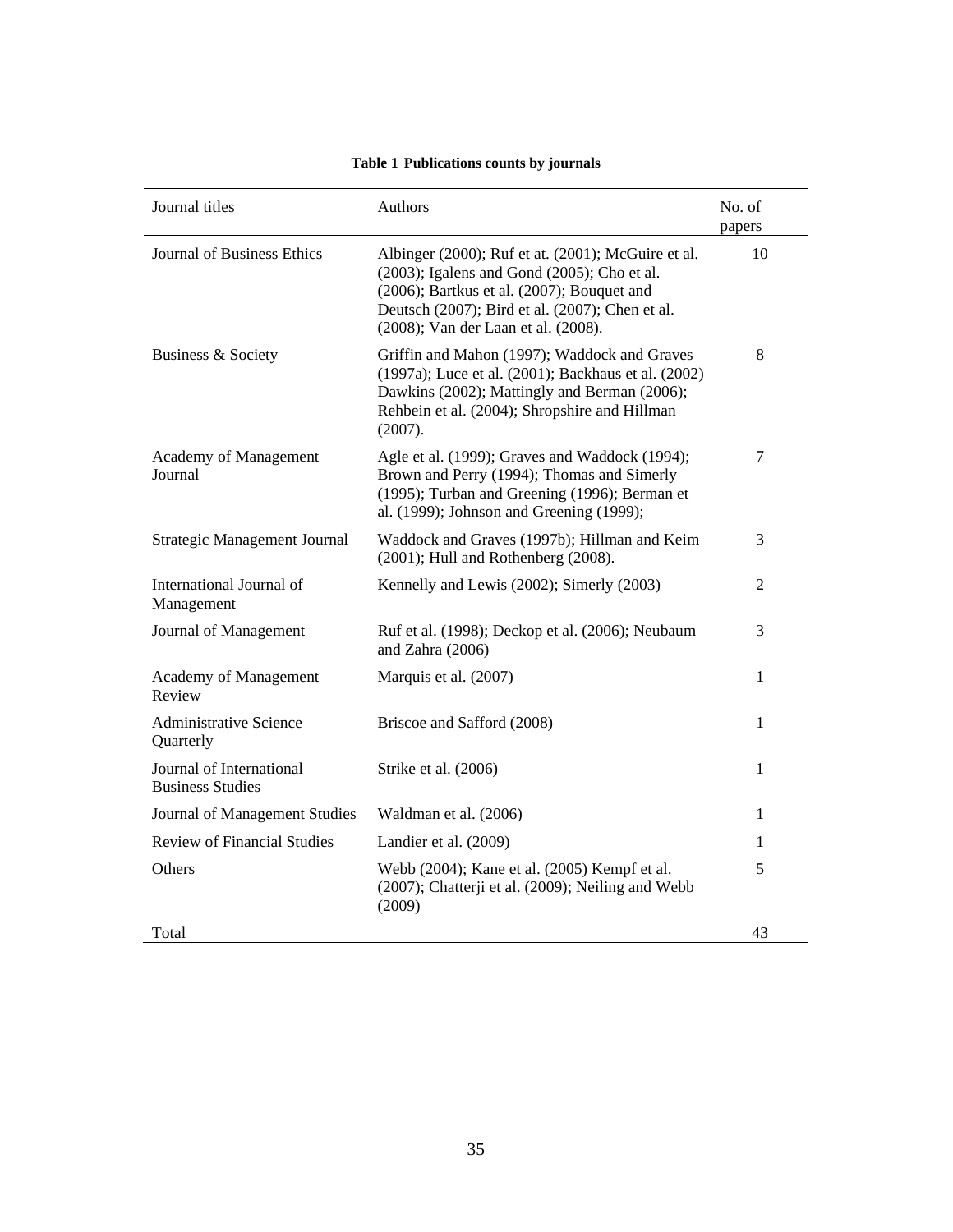**Table 1 Publications counts by journals**

| Journal titles | Authors | No. of papers |
| --- | --- | --- |
| Journal of Business Ethics | Albinger (2000); Ruf et at. (2001); McGuire et al. (2003); Igalens and Gond (2005); Cho et al. (2006); Bartkus et al. (2007); Bouquet and Deutsch (2007); Bird et al. (2007); Chen et al. (2008); Van der Laan et al. (2008). | 10 |
| Business & Society | Griffin and Mahon (1997); Waddock and Graves (1997a); Luce et al. (2001); Backhaus et al. (2002) Dawkins (2002); Mattingly and Berman (2006); Rehbein et al. (2004); Shropshire and Hillman (2007). | 8 |
| Academy of Management Journal | Agle et al. (1999); Graves and Waddock (1994); Brown and Perry (1994); Thomas and Simerly (1995); Turban and Greening (1996); Berman et al. (1999); Johnson and Greening (1999); | 7 |
| Strategic Management Journal | Waddock and Graves (1997b); Hillman and Keim (2001); Hull and Rothenberg (2008). | 3 |
| International Journal of Management | Kennelly and Lewis (2002); Simerly (2003) | 2 |
| Journal of Management | Ruf et al. (1998); Deckop et al. (2006); Neubaum and Zahra (2006) | 3 |
| Academy of Management Review | Marquis et al. (2007) | 1 |
| Administrative Science Quarterly | Briscoe and Safford (2008) | 1 |
| Journal of International Business Studies | Strike et al. (2006) | 1 |
| Journal of Management Studies | Waldman et al. (2006) | 1 |
| Review of Financial Studies | Landier et al. (2009) | 1 |
| Others | Webb (2004); Kane et al. (2005) Kempf et al. (2007); Chatterji et al. (2009); Neiling and Webb (2009) | 5 |
| Total | | 43 |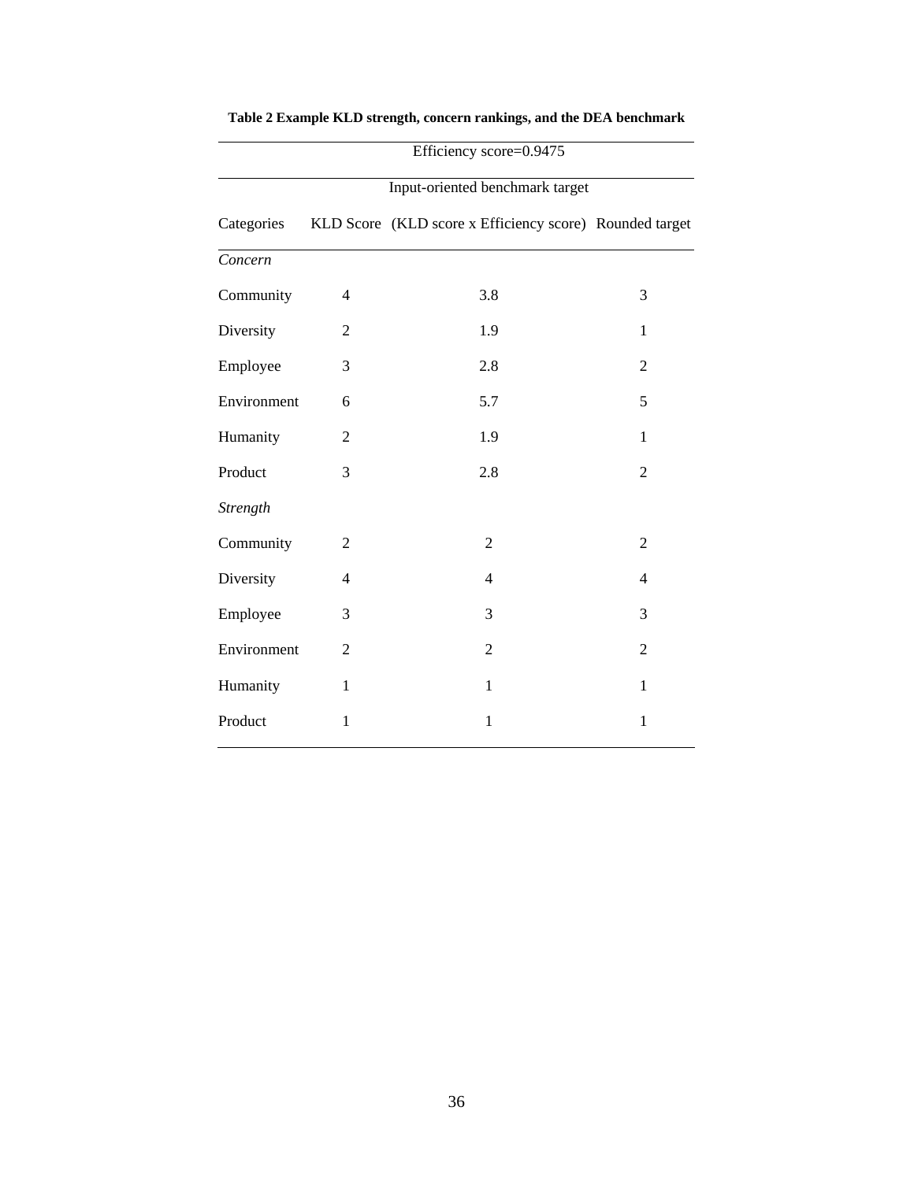**Table 2 Example KLD strength, concern rankings, and the DEA benchmark**

| | | Efficiency score=0.9475 | |
|---|---|---|---|
| | | Input-oriented benchmark target | |
| Categories | KLD Score | (KLD score x Efficiency score) | Rounded target |
| *Concern* | | | |
| Community | 4 | 3.8 | 3 |
| Diversity | 2 | 1.9 | 1 |
| Employee | 3 | 2.8 | 2 |
| Environment | 6 | 5.7 | 5 |
| Humanity | 2 | 1.9 | 1 |
| Product | 3 | 2.8 | 2 |
| *Strength* | | | |
| Community | 2 | 2 | 2 |
| Diversity | 4 | 4 | 4 |
| Employee | 3 | 3 | 3 |
| Environment | 2 | 2 | 2 |
| Humanity | 1 | 1 | 1 |
| Product | 1 | 1 | 1 |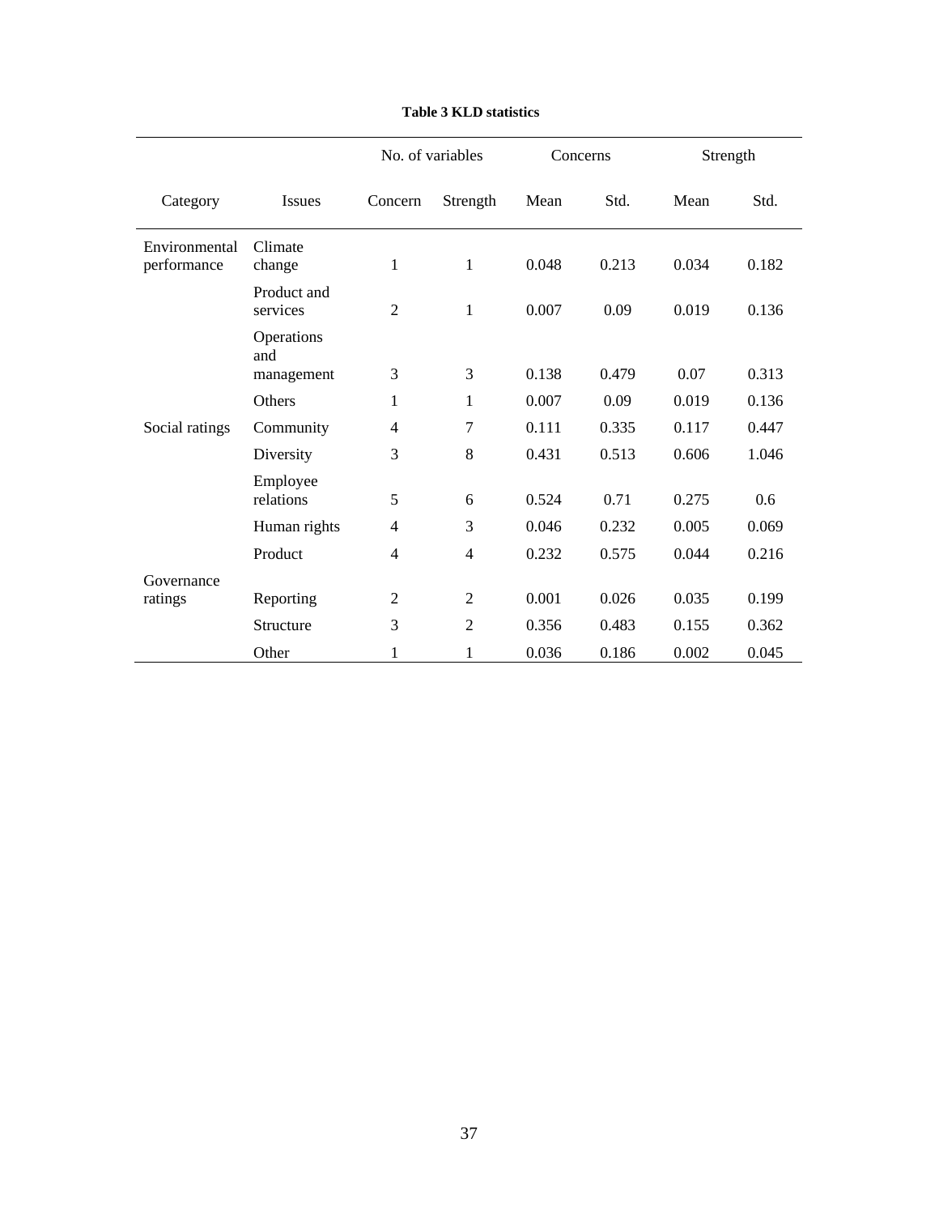**Table 3 KLD statistics**

| | | No. of variables | | Concerns | | Strength | |
|---|---|---|---|---|---|---|---|
| Category | Issues | Concern | Strength | Mean | Std. | Mean | Std. |
| Environmental performance | Climate change | 1 | 1 | 0.048 | 0.213 | 0.034 | 0.182 |
| | Product and services | 2 | 1 | 0.007 | 0.09 | 0.019 | 0.136 |
| | Operations and management | 3 | 3 | 0.138 | 0.479 | 0.07 | 0.313 |
| | Others | 1 | 1 | 0.007 | 0.09 | 0.019 | 0.136 |
| Social ratings | Community | 4 | 7 | 0.111 | 0.335 | 0.117 | 0.447 |
| | Diversity | 3 | 8 | 0.431 | 0.513 | 0.606 | 1.046 |
| | Employee relations | 5 | 6 | 0.524 | 0.71 | 0.275 | 0.6 |
| | Human rights | 4 | 3 | 0.046 | 0.232 | 0.005 | 0.069 |
| | Product | 4 | 4 | 0.232 | 0.575 | 0.044 | 0.216 |
| Governance ratings | Reporting | 2 | 2 | 0.001 | 0.026 | 0.035 | 0.199 |
| | Structure | 3 | 2 | 0.356 | 0.483 | 0.155 | 0.362 |
| | Other | 1 | 1 | 0.036 | 0.186 | 0.002 | 0.045 |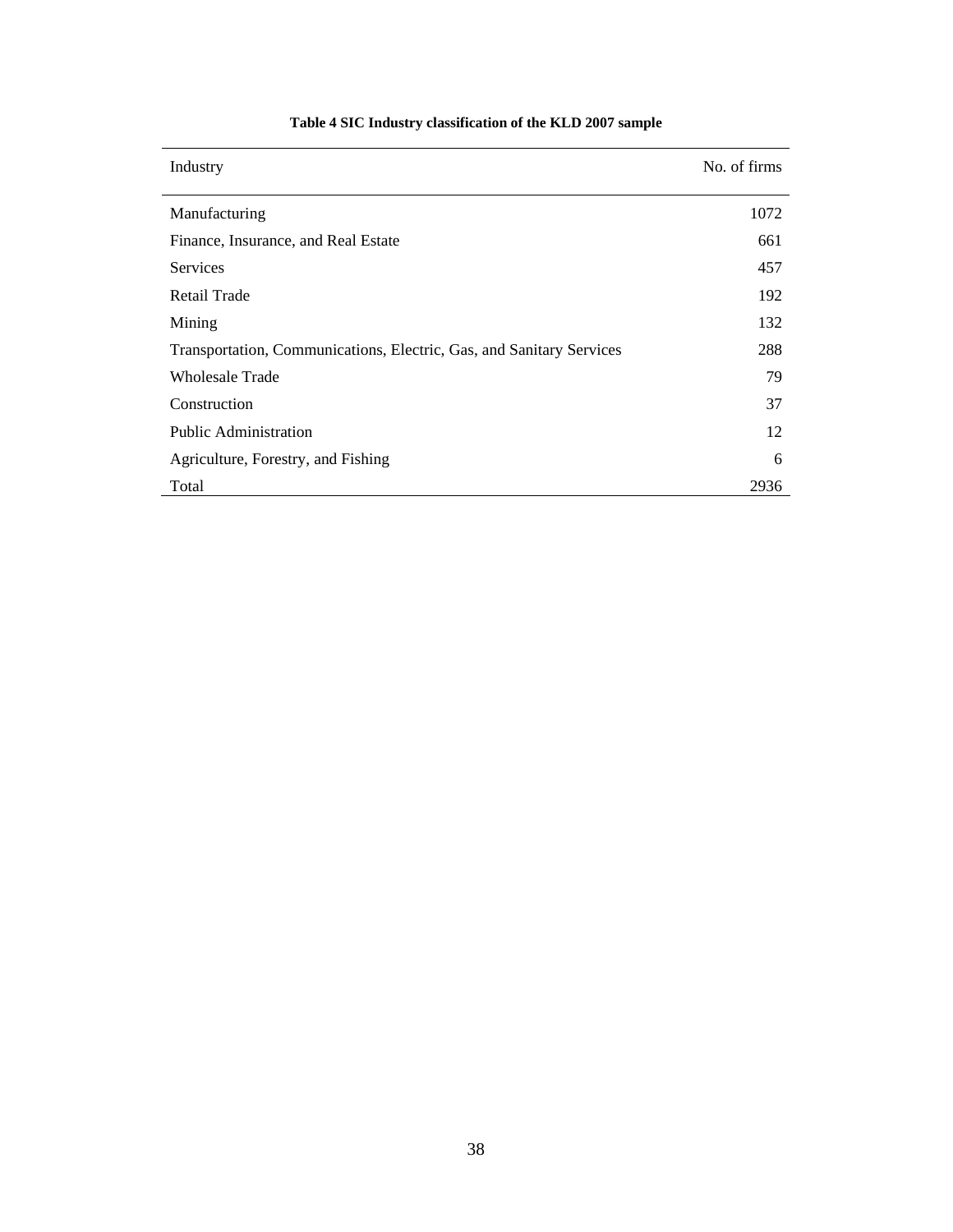**Table 4 SIC Industry classification of the KLD 2007 sample**

| Industry | No. of firms |
|---|---|
| Manufacturing | 1072 |
| Finance, Insurance, and Real Estate | 661 |
| Services | 457 |
| Retail Trade | 192 |
| Mining | 132 |
| Transportation, Communications, Electric, Gas, and Sanitary Services | 288 |
| Wholesale Trade | 79 |
| Construction | 37 |
| Public Administration | 12 |
| Agriculture, Forestry, and Fishing | 6 |
| Total | 2936 |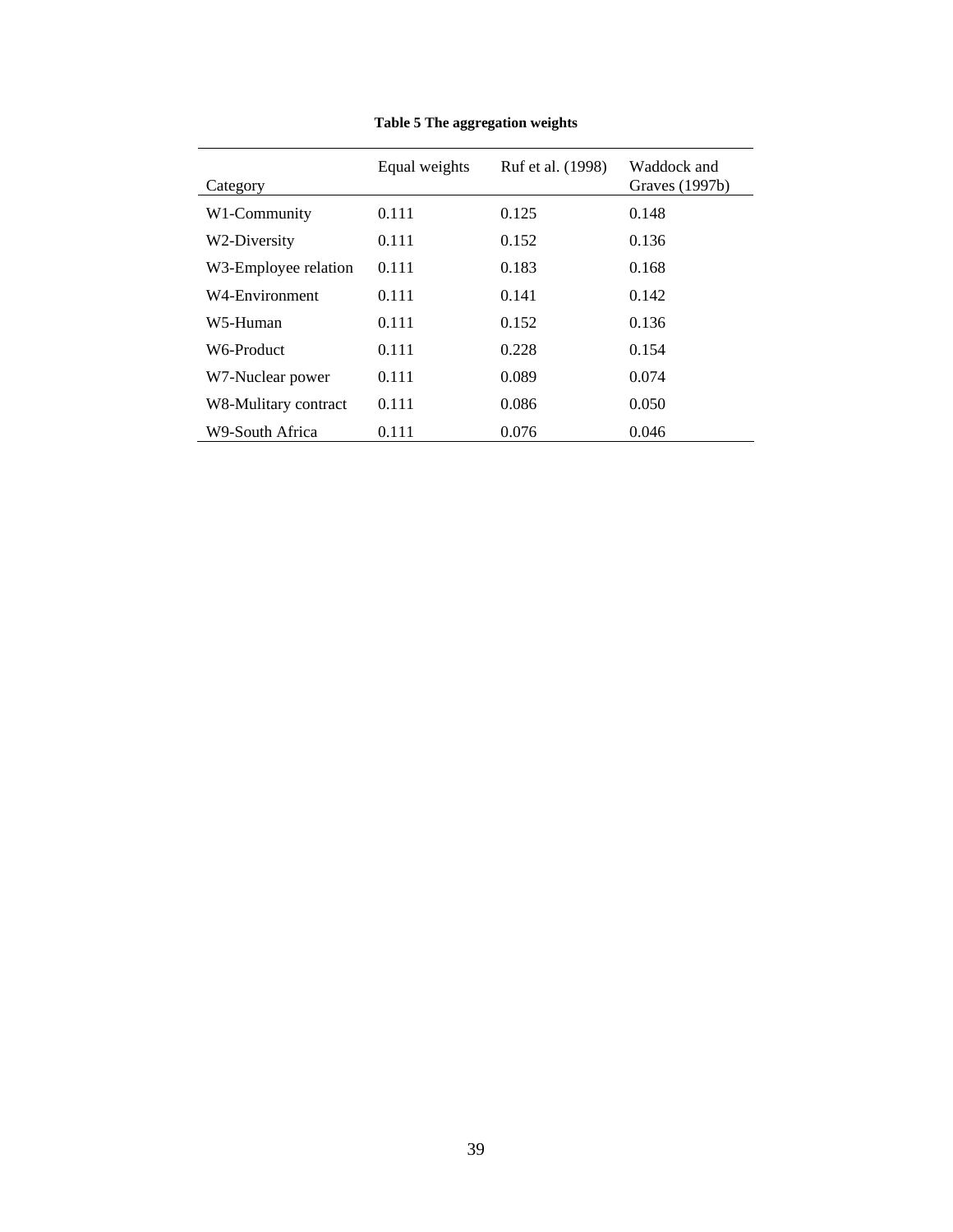**Table 5 The aggregation weights**

| Category | Equal weights | Ruf et al. (1998) | Waddock and Graves (1997b) |
|---|---|---|---|
| W1-Community | 0.111 | 0.125 | 0.148 |
| W2-Diversity | 0.111 | 0.152 | 0.136 |
| W3-Employee relation | 0.111 | 0.183 | 0.168 |
| W4-Environment | 0.111 | 0.141 | 0.142 |
| W5-Human | 0.111 | 0.152 | 0.136 |
| W6-Product | 0.111 | 0.228 | 0.154 |
| W7-Nuclear power | 0.111 | 0.089 | 0.074 |
| W8-Mulitary contract | 0.111 | 0.086 | 0.050 |
| W9-South Africa | 0.111 | 0.076 | 0.046 |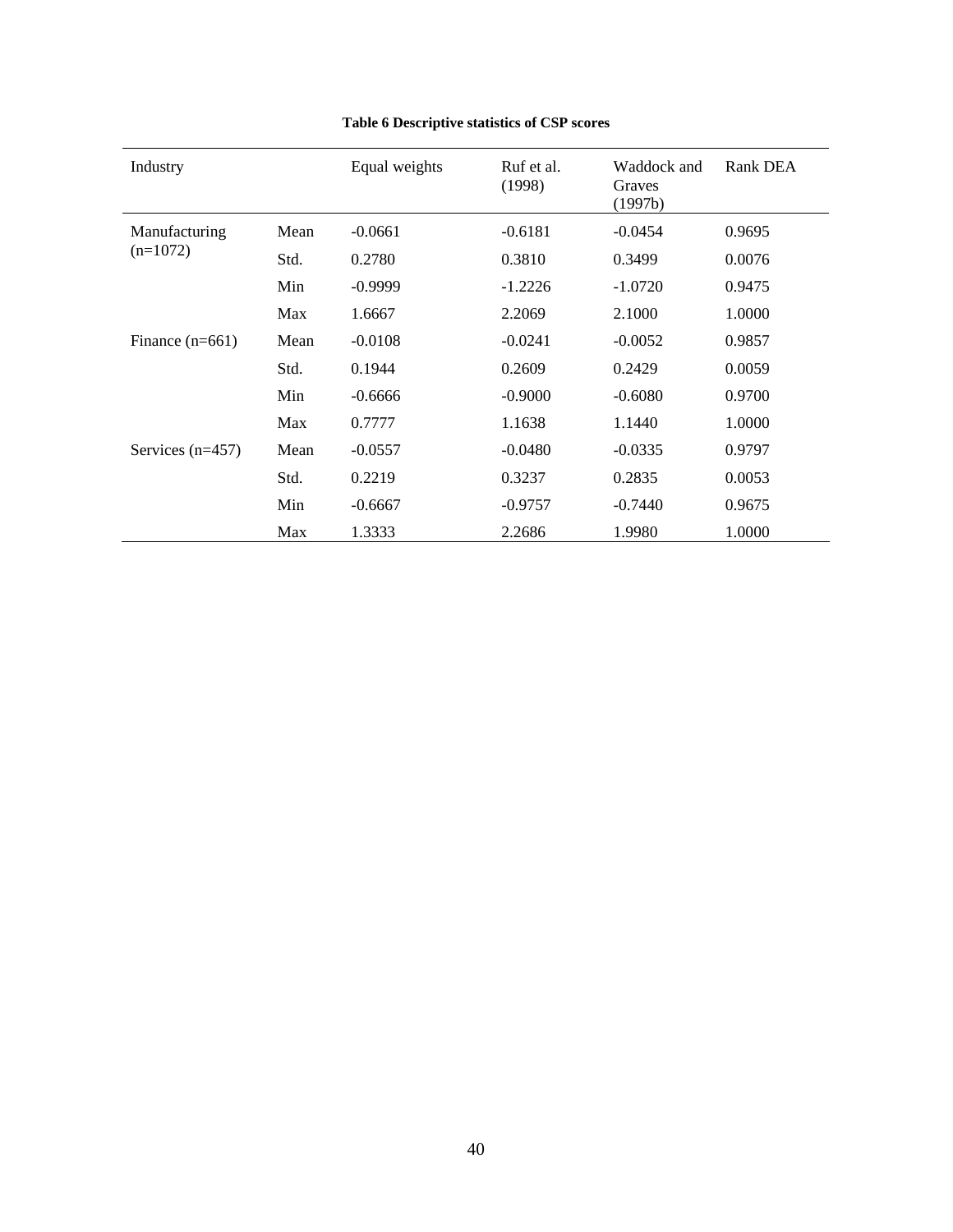**Table 6 Descriptive statistics of CSP scores**

| Industry | | Equal weights | Ruf et al. (1998) | Waddock and Graves (1997b) | Rank DEA |
|---|---|---|---|---|---|
| Manufacturing (n=1072) | Mean | -0.0661 | -0.6181 | -0.0454 | 0.9695 |
| | Std. | 0.2780 | 0.3810 | 0.3499 | 0.0076 |
| | Min | -0.9999 | -1.2226 | -1.0720 | 0.9475 |
| | Max | 1.6667 | 2.2069 | 2.1000 | 1.0000 |
| Finance (n=661) | Mean | -0.0108 | -0.0241 | -0.0052 | 0.9857 |
| | Std. | 0.1944 | 0.2609 | 0.2429 | 0.0059 |
| | Min | -0.6666 | -0.9000 | -0.6080 | 0.9700 |
| | Max | 0.7777 | 1.1638 | 1.1440 | 1.0000 |
| Services (n=457) | Mean | -0.0557 | -0.0480 | -0.0335 | 0.9797 |
| | Std. | 0.2219 | 0.3237 | 0.2835 | 0.0053 |
| | Min | -0.6667 | -0.9757 | -0.7440 | 0.9675 |
| | Max | 1.3333 | 2.2686 | 1.9980 | 1.0000 |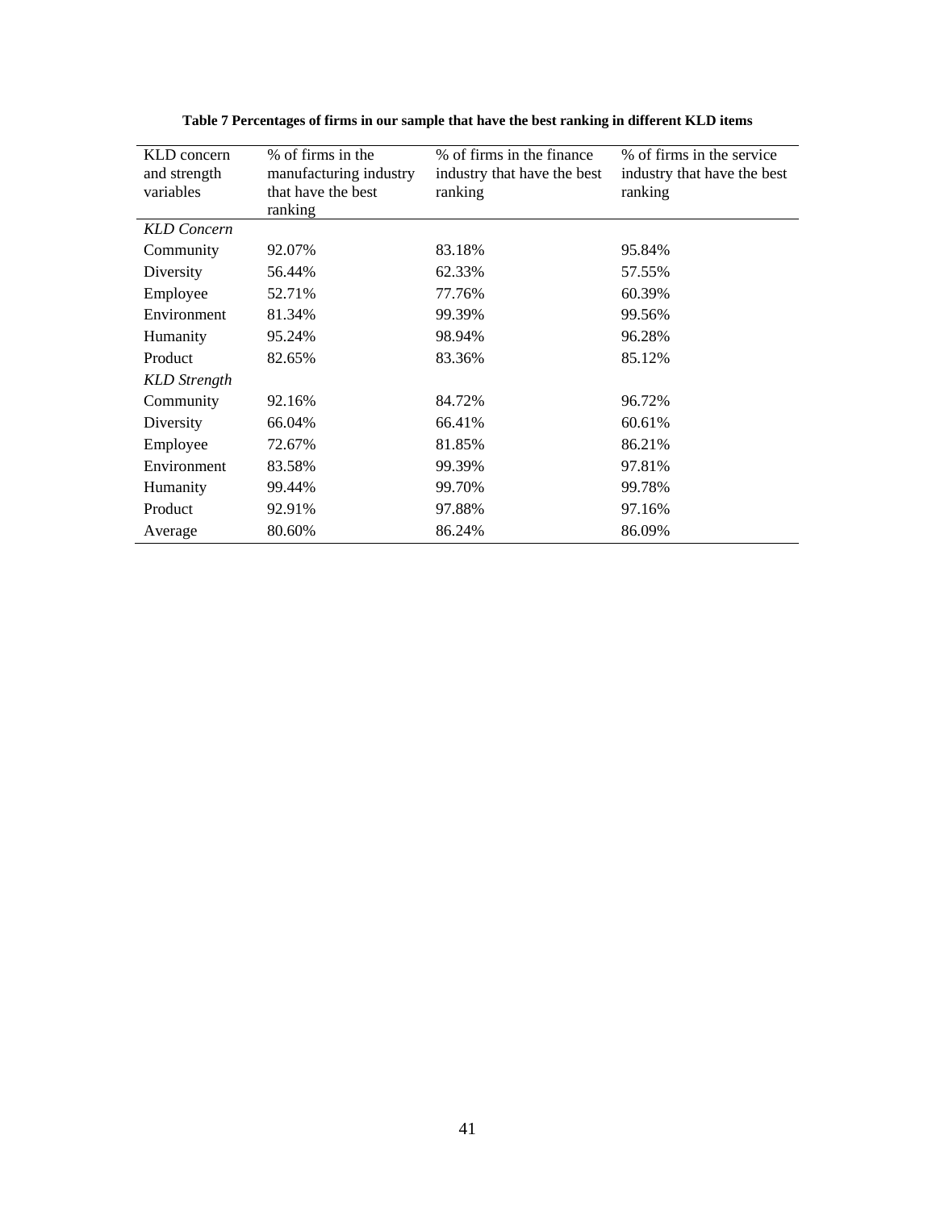**Table 7 Percentages of firms in our sample that have the best ranking in different KLD items**

| KLD concern and strength variables | % of firms in the manufacturing industry that have the best ranking | % of firms in the finance industry that have the best ranking | % of firms in the service industry that have the best ranking |
|---|---|---|---|
| *KLD Concern* | | | |
| Community | 92.07% | 83.18% | 95.84% |
| Diversity | 56.44% | 62.33% | 57.55% |
| Employee | 52.71% | 77.76% | 60.39% |
| Environment | 81.34% | 99.39% | 99.56% |
| Humanity | 95.24% | 98.94% | 96.28% |
| Product | 82.65% | 83.36% | 85.12% |
| *KLD Strength* | | | |
| Community | 92.16% | 84.72% | 96.72% |
| Diversity | 66.04% | 66.41% | 60.61% |
| Employee | 72.67% | 81.85% | 86.21% |
| Environment | 83.58% | 99.39% | 97.81% |
| Humanity | 99.44% | 99.70% | 99.78% |
| Product | 92.91% | 97.88% | 97.16% |
| Average | 80.60% | 86.24% | 86.09% |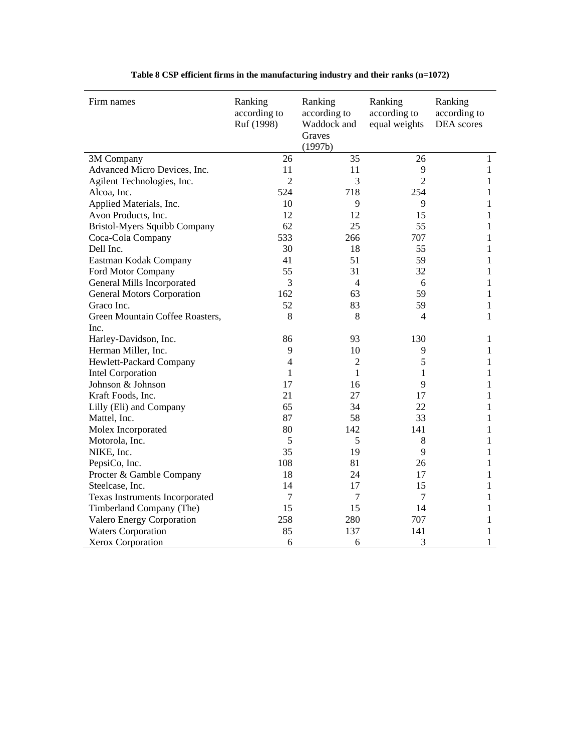**Table 8 CSP efficient firms in the manufacturing industry and their ranks (n=1072)**

| Firm names | Ranking according to Ruf (1998) | Ranking according to Waddock and Graves (1997b) | Ranking according to equal weights | Ranking according to DEA scores |
|---|---|---|---|---|
| 3M Company | 26 | 35 | 26 | 1 |
| Advanced Micro Devices, Inc. | 11 | 11 | 9 | 1 |
| Agilent Technologies, Inc. | 2 | 3 | 2 | 1 |
| Alcoa, Inc. | 524 | 718 | 254 | 1 |
| Applied Materials, Inc. | 10 | 9 | 9 | 1 |
| Avon Products, Inc. | 12 | 12 | 15 | 1 |
| Bristol-Myers Squibb Company | 62 | 25 | 55 | 1 |
| Coca-Cola Company | 533 | 266 | 707 | 1 |
| Dell Inc. | 30 | 18 | 55 | 1 |
| Eastman Kodak Company | 41 | 51 | 59 | 1 |
| Ford Motor Company | 55 | 31 | 32 | 1 |
| General Mills Incorporated | 3 | 4 | 6 | 1 |
| General Motors Corporation | 162 | 63 | 59 | 1 |
| Graco Inc. | 52 | 83 | 59 | 1 |
| Green Mountain Coffee Roasters, Inc. | 8 | 8 | 4 | 1 |
| Harley-Davidson, Inc. | 86 | 93 | 130 | 1 |
| Herman Miller, Inc. | 9 | 10 | 9 | 1 |
| Hewlett-Packard Company | 4 | 2 | 5 | 1 |
| Intel Corporation | 1 | 1 | 1 | 1 |
| Johnson & Johnson | 17 | 16 | 9 | 1 |
| Kraft Foods, Inc. | 21 | 27 | 17 | 1 |
| Lilly (Eli) and Company | 65 | 34 | 22 | 1 |
| Mattel, Inc. | 87 | 58 | 33 | 1 |
| Molex Incorporated | 80 | 142 | 141 | 1 |
| Motorola, Inc. | 5 | 5 | 8 | 1 |
| NIKE, Inc. | 35 | 19 | 9 | 1 |
| PepsiCo, Inc. | 108 | 81 | 26 | 1 |
| Procter & Gamble Company | 18 | 24 | 17 | 1 |
| Steelcase, Inc. | 14 | 17 | 15 | 1 |
| Texas Instruments Incorporated | 7 | 7 | 7 | 1 |
| Timberland Company (The) | 15 | 15 | 14 | 1 |
| Valero Energy Corporation | 258 | 280 | 707 | 1 |
| Waters Corporation | 85 | 137 | 141 | 1 |
| Xerox Corporation | 6 | 6 | 3 | 1 |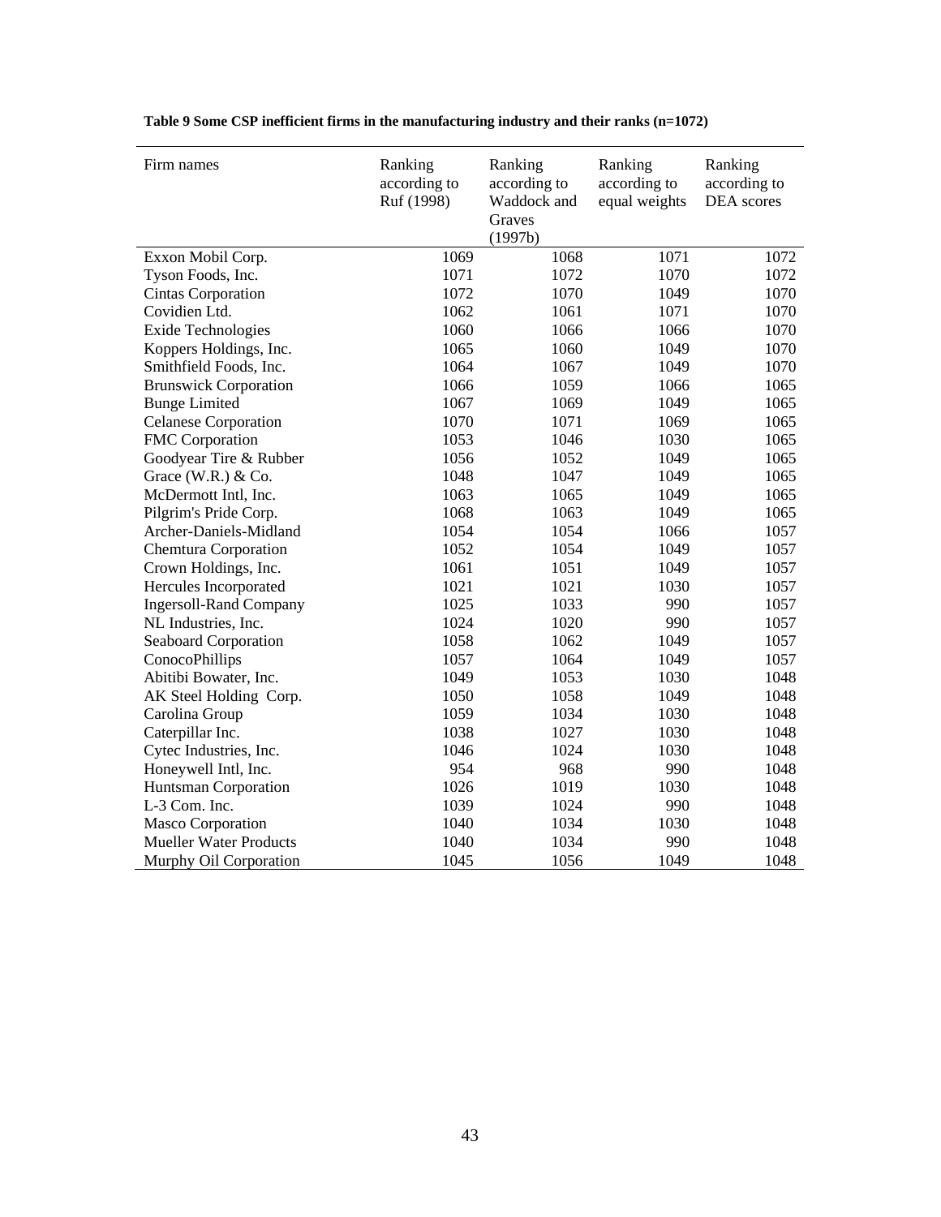**Table 9 Some CSP inefficient firms in the manufacturing industry and their ranks (n=1072)**

| Firm names | Ranking according to Ruf (1998) | Ranking according to Waddock and Graves (1997b) | Ranking according to equal weights | Ranking according to DEA scores |
|---|---|---|---|---|
| Exxon Mobil Corp. | 1069 | 1068 | 1071 | 1072 |
| Tyson Foods, Inc. | 1071 | 1072 | 1070 | 1072 |
| Cintas Corporation | 1072 | 1070 | 1049 | 1070 |
| Covidien Ltd. | 1062 | 1061 | 1071 | 1070 |
| Exide Technologies | 1060 | 1066 | 1066 | 1070 |
| Koppers Holdings, Inc. | 1065 | 1060 | 1049 | 1070 |
| Smithfield Foods, Inc. | 1064 | 1067 | 1049 | 1070 |
| Brunswick Corporation | 1066 | 1059 | 1066 | 1065 |
| Bunge Limited | 1067 | 1069 | 1049 | 1065 |
| Celanese Corporation | 1070 | 1071 | 1069 | 1065 |
| FMC Corporation | 1053 | 1046 | 1030 | 1065 |
| Goodyear Tire & Rubber | 1056 | 1052 | 1049 | 1065 |
| Grace (W.R.) & Co. | 1048 | 1047 | 1049 | 1065 |
| McDermott Intl, Inc. | 1063 | 1065 | 1049 | 1065 |
| Pilgrim's Pride Corp. | 1068 | 1063 | 1049 | 1065 |
| Archer-Daniels-Midland | 1054 | 1054 | 1066 | 1057 |
| Chemtura Corporation | 1052 | 1054 | 1049 | 1057 |
| Crown Holdings, Inc. | 1061 | 1051 | 1049 | 1057 |
| Hercules Incorporated | 1021 | 1021 | 1030 | 1057 |
| Ingersoll-Rand Company | 1025 | 1033 | 990 | 1057 |
| NL Industries, Inc. | 1024 | 1020 | 990 | 1057 |
| Seaboard Corporation | 1058 | 1062 | 1049 | 1057 |
| ConocoPhillips | 1057 | 1064 | 1049 | 1057 |
| Abitibi Bowater, Inc. | 1049 | 1053 | 1030 | 1048 |
| AK Steel Holding Corp. | 1050 | 1058 | 1049 | 1048 |
| Carolina Group | 1059 | 1034 | 1030 | 1048 |
| Caterpillar Inc. | 1038 | 1027 | 1030 | 1048 |
| Cytec Industries, Inc. | 1046 | 1024 | 1030 | 1048 |
| Honeywell Intl, Inc. | 954 | 968 | 990 | 1048 |
| Huntsman Corporation | 1026 | 1019 | 1030 | 1048 |
| L-3 Com. Inc. | 1039 | 1024 | 990 | 1048 |
| Masco Corporation | 1040 | 1034 | 1030 | 1048 |
| Mueller Water Products | 1040 | 1034 | 990 | 1048 |
| Murphy Oil Corporation | 1045 | 1056 | 1049 | 1048 |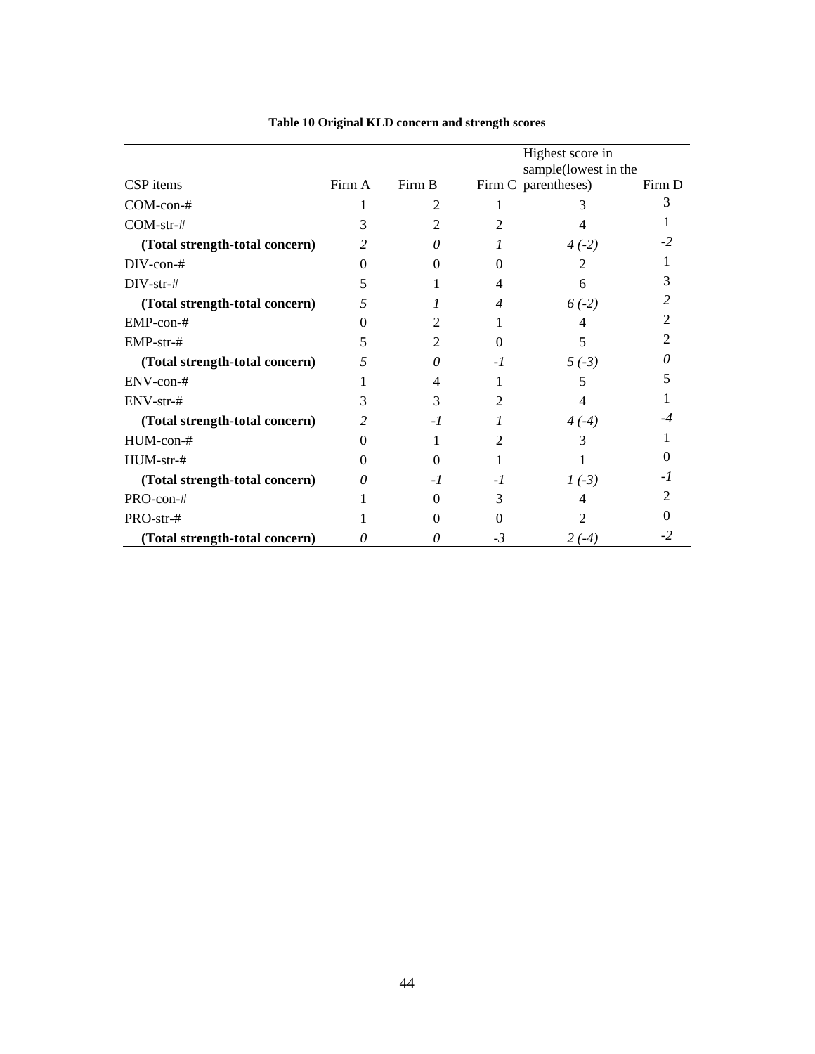**Table 10 Original KLD concern and strength scores**

| CSP items | Firm A | Firm B | Firm C | Highest score in sample(lowest in the parentheses) | Firm D |
|---|---|---|---|---|---|
| COM-con-# | 1 | 2 | 1 | 3 | 3 |
| COM-str-# | 3 | 2 | 2 | 4 | 1 |
| **(Total strength-total concern)** | *2* | *0* | *1* | *4 (-2)* | *-2* |
| DIV-con-# | 0 | 0 | 0 | 2 | 1 |
| DIV-str-# | 5 | 1 | 4 | 6 | 3 |
| **(Total strength-total concern)** | *5* | *1* | *4* | *6 (-2)* | *2* |
| EMP-con-# | 0 | 2 | 1 | 4 | 2 |
| EMP-str-# | 5 | 2 | 0 | 5 | 2 |
| **(Total strength-total concern)** | *5* | *0* | *-1* | *5 (-3)* | *0* |
| ENV-con-# | 1 | 4 | 1 | 5 | 5 |
| ENV-str-# | 3 | 3 | 2 | 4 | 1 |
| **(Total strength-total concern)** | *2* | *-1* | *1* | *4 (-4)* | *-4* |
| HUM-con-# | 0 | 1 | 2 | 3 | 1 |
| HUM-str-# | 0 | 0 | 1 | 1 | 0 |
| **(Total strength-total concern)** | *0* | *-1* | *-1* | *1 (-3)* | *-1* |
| PRO-con-# | 1 | 0 | 3 | 4 | 2 |
| PRO-str-# | 1 | 0 | 0 | 2 | 0 |
| **(Total strength-total concern)** | *0* | *0* | *-3* | *2 (-4)* | *-2* |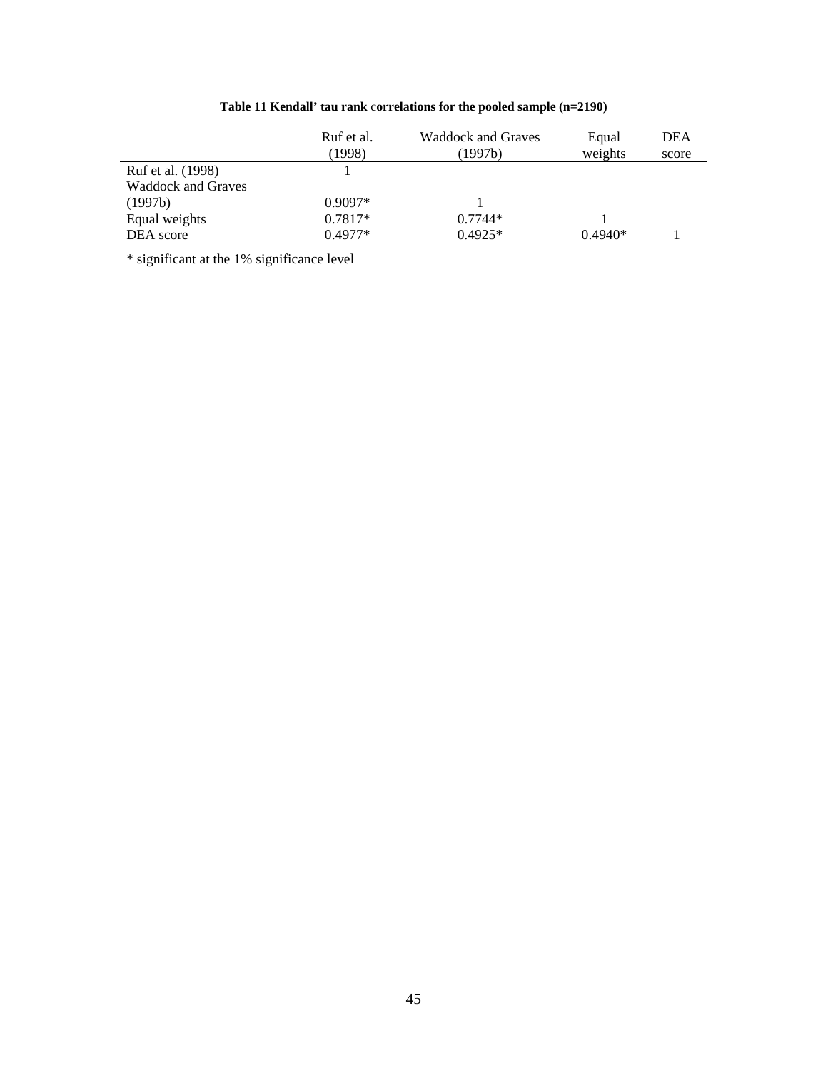**Table 11 Kendall' tau rank correlations for the pooled sample (n=2190)**

| | Ruf et al. (1998) | Waddock and Graves (1997b) | Equal weights | DEA score |
|---|---|---|---|---|
| Ruf et al. (1998) | 1 | | | |
| Waddock and Graves (1997b) | 0.9097* | 1 | | |
| Equal weights | 0.7817* | 0.7744* | 1 | |
| DEA score | 0.4977* | 0.4925* | 0.4940* | 1 |

* significant at the 1% significance level